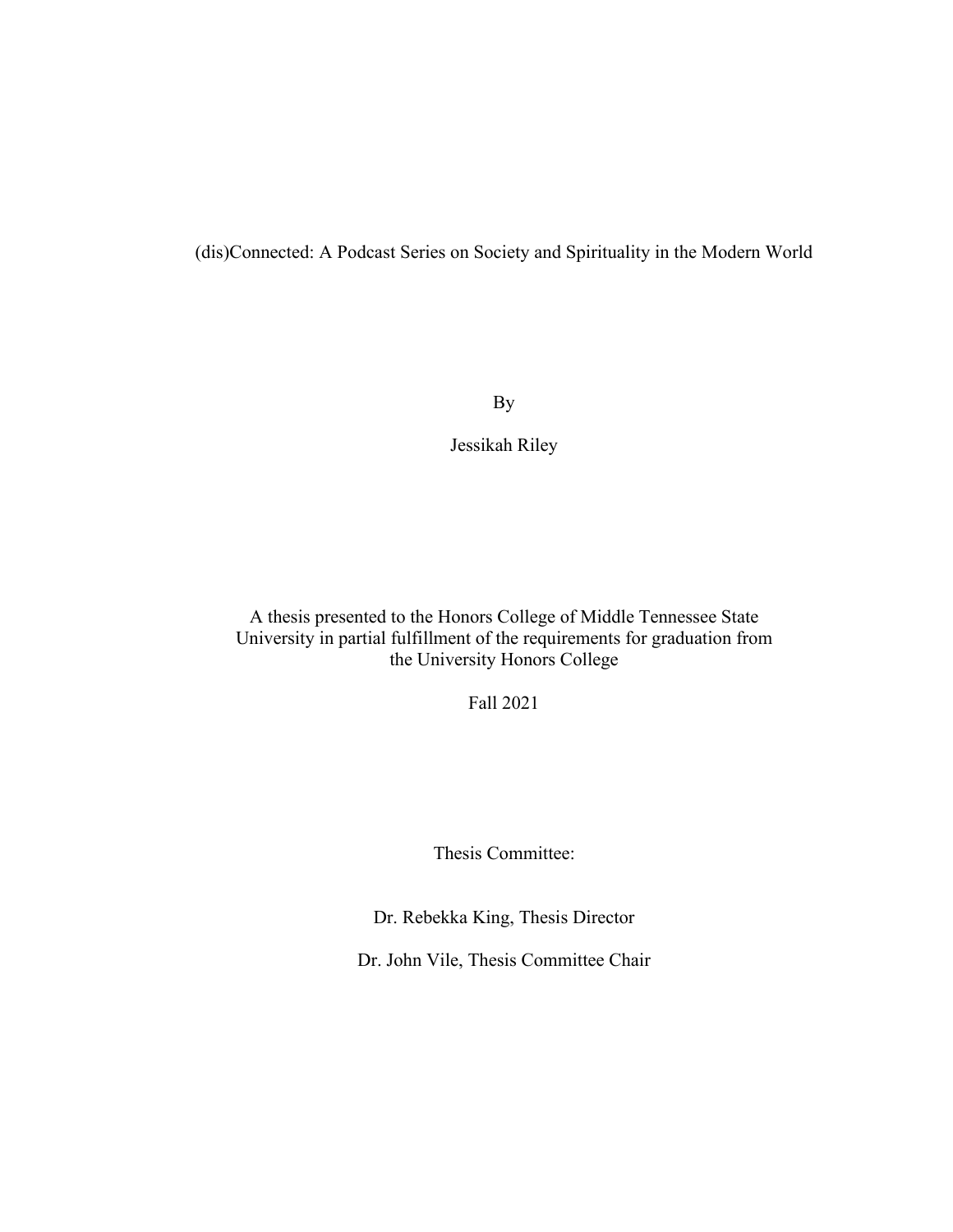# (dis)Connected: A Podcast Series on Society and Spirituality in the Modern World

By

Jessikah Riley

A thesis presented to the Honors College of Middle Tennessee State University in partial fulfillment of the requirements for graduation from the University Honors College

Fall 2021

Thesis Committee:

Dr. Rebekka King, Thesis Director

Dr. John Vile, Thesis Committee Chair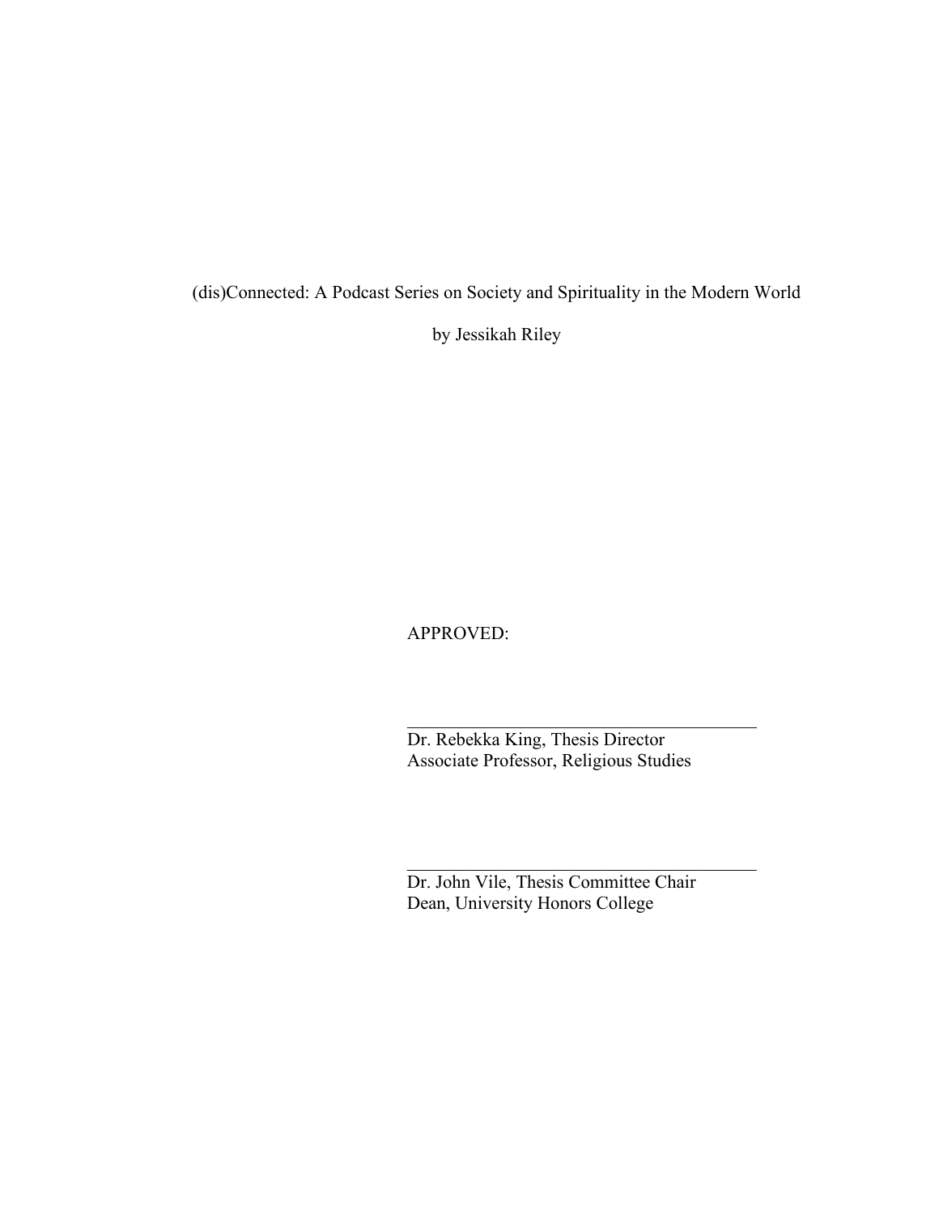(dis)Connected: A Podcast Series on Society and Spirituality in the Modern World

by Jessikah Riley

APPROVED:

\_\_\_\_\_\_\_\_\_\_\_\_\_\_\_\_\_\_\_\_\_\_\_\_\_\_\_\_\_\_\_\_\_\_\_\_\_\_

Dr. Rebekka King, Thesis Director
Associate Professor, Religious Studies

\_\_\_\_\_\_\_\_\_\_\_\_\_\_\_\_\_\_\_\_\_\_\_\_\_\_\_\_\_\_\_\_\_\_\_\_\_\_

Dr. John Vile, Thesis Committee Chair
Dean, University Honors College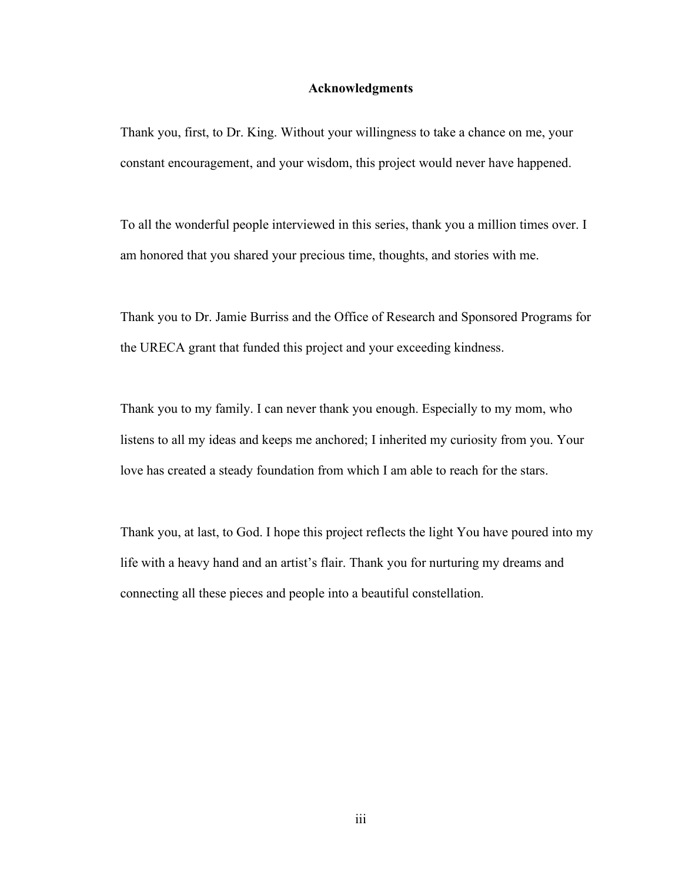## Acknowledgments

Thank you, first, to Dr. King. Without your willingness to take a chance on me, your constant encouragement, and your wisdom, this project would never have happened.

To all the wonderful people interviewed in this series, thank you a million times over. I am honored that you shared your precious time, thoughts, and stories with me.

Thank you to Dr. Jamie Burriss and the Office of Research and Sponsored Programs for the URECA grant that funded this project and your exceeding kindness.

Thank you to my family. I can never thank you enough. Especially to my mom, who listens to all my ideas and keeps me anchored; I inherited my curiosity from you. Your love has created a steady foundation from which I am able to reach for the stars.

Thank you, at last, to God. I hope this project reflects the light You have poured into my life with a heavy hand and an artist's flair. Thank you for nurturing my dreams and connecting all these pieces and people into a beautiful constellation.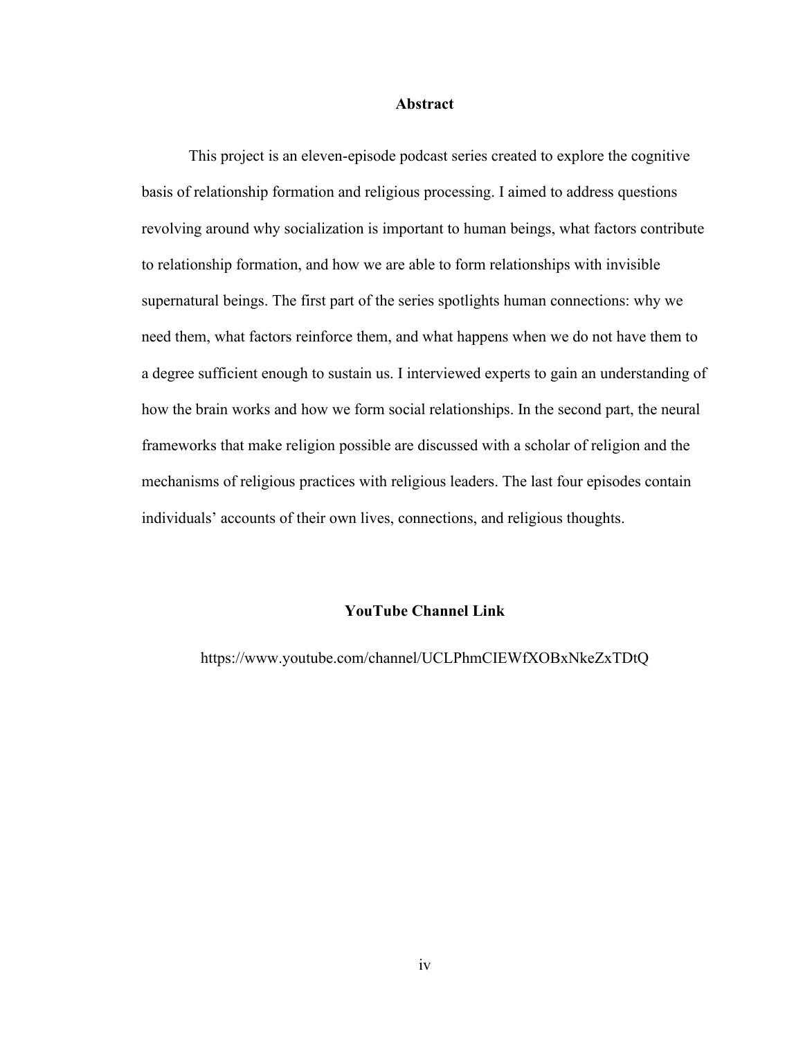## Abstract

This project is an eleven-episode podcast series created to explore the cognitive basis of relationship formation and religious processing. I aimed to address questions revolving around why socialization is important to human beings, what factors contribute to relationship formation, and how we are able to form relationships with invisible supernatural beings. The first part of the series spotlights human connections: why we need them, what factors reinforce them, and what happens when we do not have them to a degree sufficient enough to sustain us. I interviewed experts to gain an understanding of how the brain works and how we form social relationships. In the second part, the neural frameworks that make religion possible are discussed with a scholar of religion and the mechanisms of religious practices with religious leaders. The last four episodes contain individuals' accounts of their own lives, connections, and religious thoughts.

## YouTube Channel Link

https://www.youtube.com/channel/UCLPhmCIEWfXOBxNkeZxTDtQ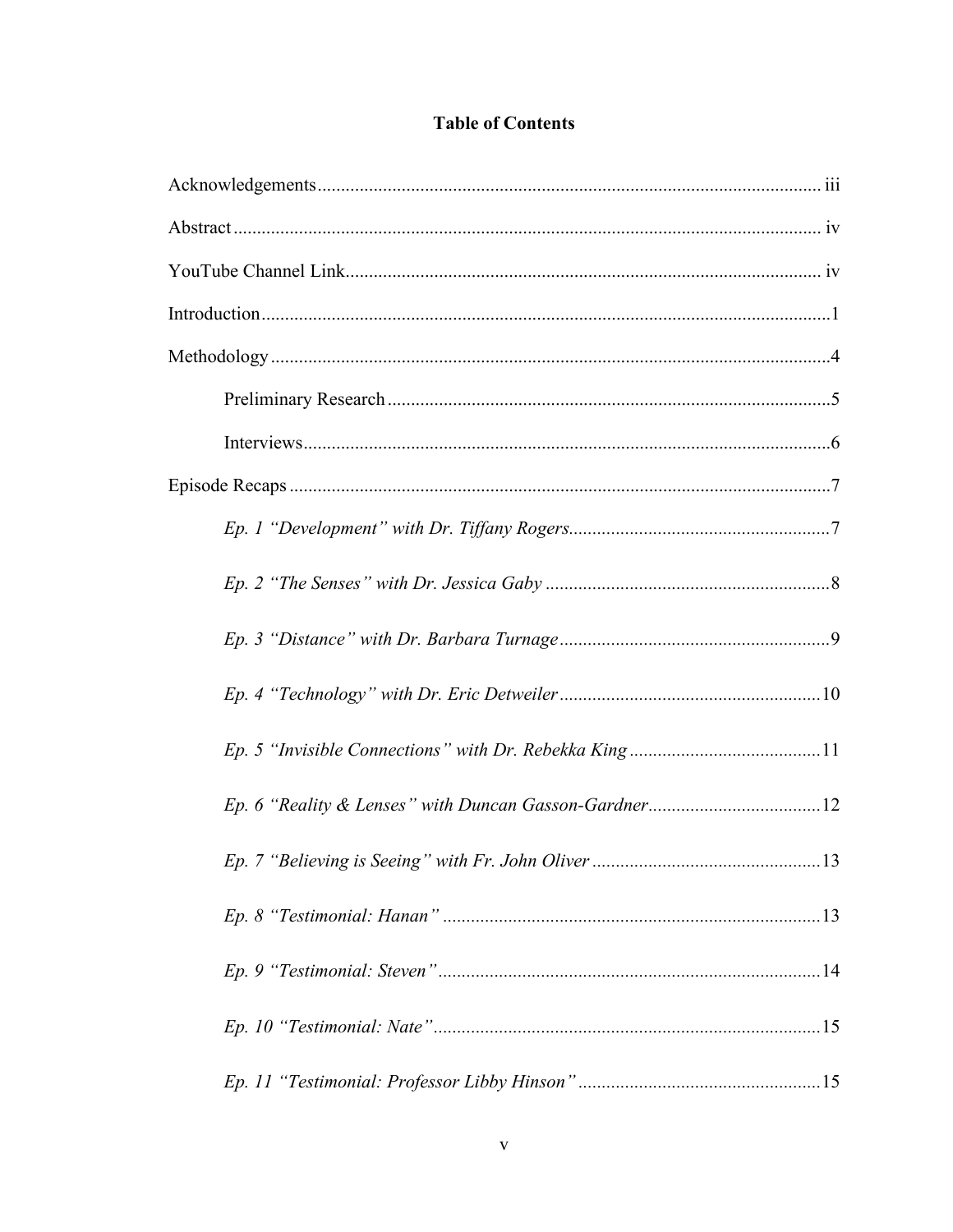**Table of Contents**

Acknowledgements ........................................................................................................ iii

Abstract ........................................................................................................................ iv

YouTube Channel Link.................................................................................................. iv

Introduction .................................................................................................................... 1

Methodology .................................................................................................................. 4

    Preliminary Research ............................................................................................... 5

    Interviews ................................................................................................................ 6

Episode Recaps .............................................................................................................. 7

    *Ep. 1 "Development" with Dr. Tiffany Rogers* ........................................................ 7

    *Ep. 2 "The Senses" with Dr. Jessica Gaby* ............................................................. 8

    *Ep. 3 "Distance" with Dr. Barbara Turnage* ........................................................... 9

    *Ep. 4 "Technology" with Dr. Eric Detweiler* ......................................................... 10

    *Ep. 5 "Invisible Connections" with Dr. Rebekka King* ........................................... 11

    *Ep. 6 "Reality & Lenses" with Duncan Gasson-Gardner* ....................................... 12

    *Ep. 7 "Believing is Seeing" with Fr. John Oliver* .................................................. 13

    *Ep. 8 "Testimonial: Hanan"* .................................................................................. 13

    *Ep. 9 "Testimonial: Steven"* .................................................................................. 14

    *Ep. 10 "Testimonial: Nate"* ................................................................................... 15

    *Ep. 11 "Testimonial: Professor Libby Hinson"* ...................................................... 15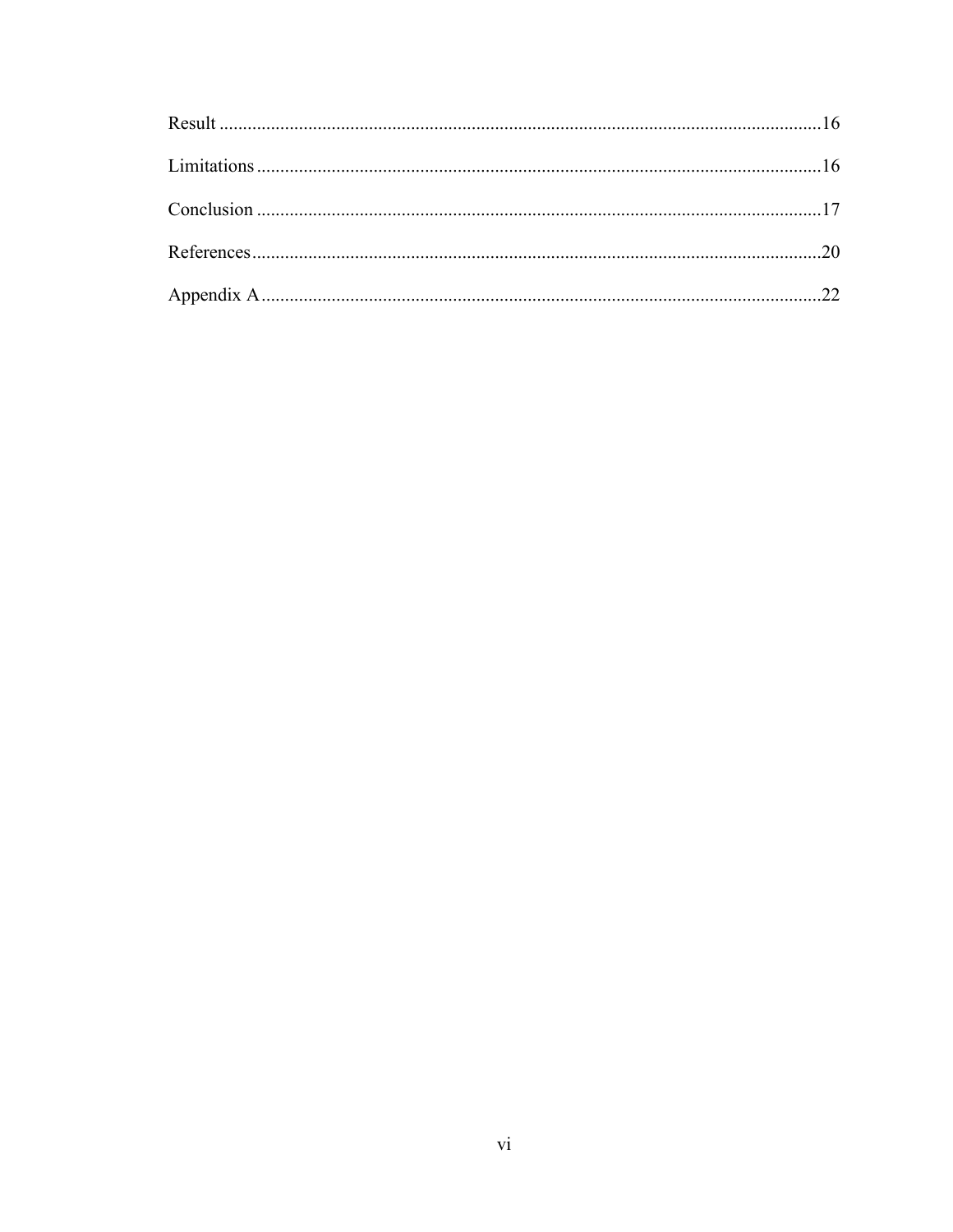Result ....................................................................................................................16

Limitations ..............................................................................................................16

Conclusion ...............................................................................................................17

References ...............................................................................................................20

Appendix A ..............................................................................................................22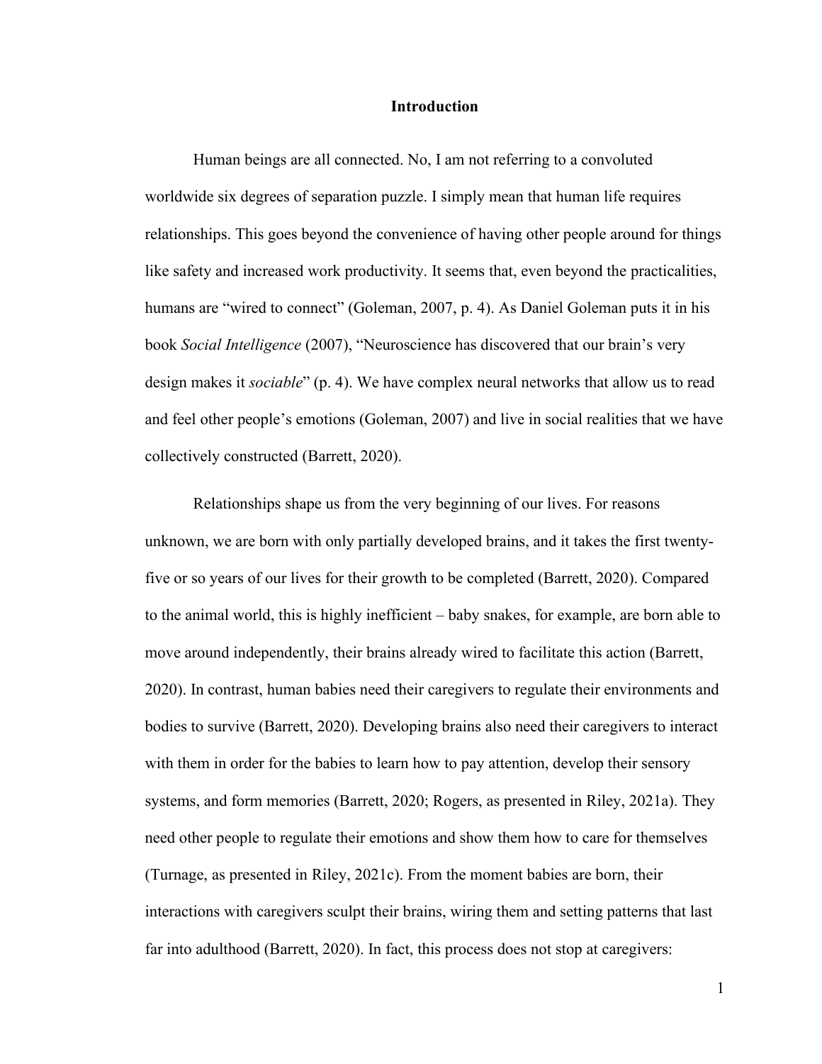# Introduction

Human beings are all connected. No, I am not referring to a convoluted worldwide six degrees of separation puzzle. I simply mean that human life requires relationships. This goes beyond the convenience of having other people around for things like safety and increased work productivity. It seems that, even beyond the practicalities, humans are "wired to connect" (Goleman, 2007, p. 4). As Daniel Goleman puts it in his book *Social Intelligence* (2007), "Neuroscience has discovered that our brain's very design makes it *sociable*" (p. 4). We have complex neural networks that allow us to read and feel other people's emotions (Goleman, 2007) and live in social realities that we have collectively constructed (Barrett, 2020).

Relationships shape us from the very beginning of our lives. For reasons unknown, we are born with only partially developed brains, and it takes the first twenty-five or so years of our lives for their growth to be completed (Barrett, 2020). Compared to the animal world, this is highly inefficient – baby snakes, for example, are born able to move around independently, their brains already wired to facilitate this action (Barrett, 2020). In contrast, human babies need their caregivers to regulate their environments and bodies to survive (Barrett, 2020). Developing brains also need their caregivers to interact with them in order for the babies to learn how to pay attention, develop their sensory systems, and form memories (Barrett, 2020; Rogers, as presented in Riley, 2021a). They need other people to regulate their emotions and show them how to care for themselves (Turnage, as presented in Riley, 2021c). From the moment babies are born, their interactions with caregivers sculpt their brains, wiring them and setting patterns that last far into adulthood (Barrett, 2020). In fact, this process does not stop at caregivers: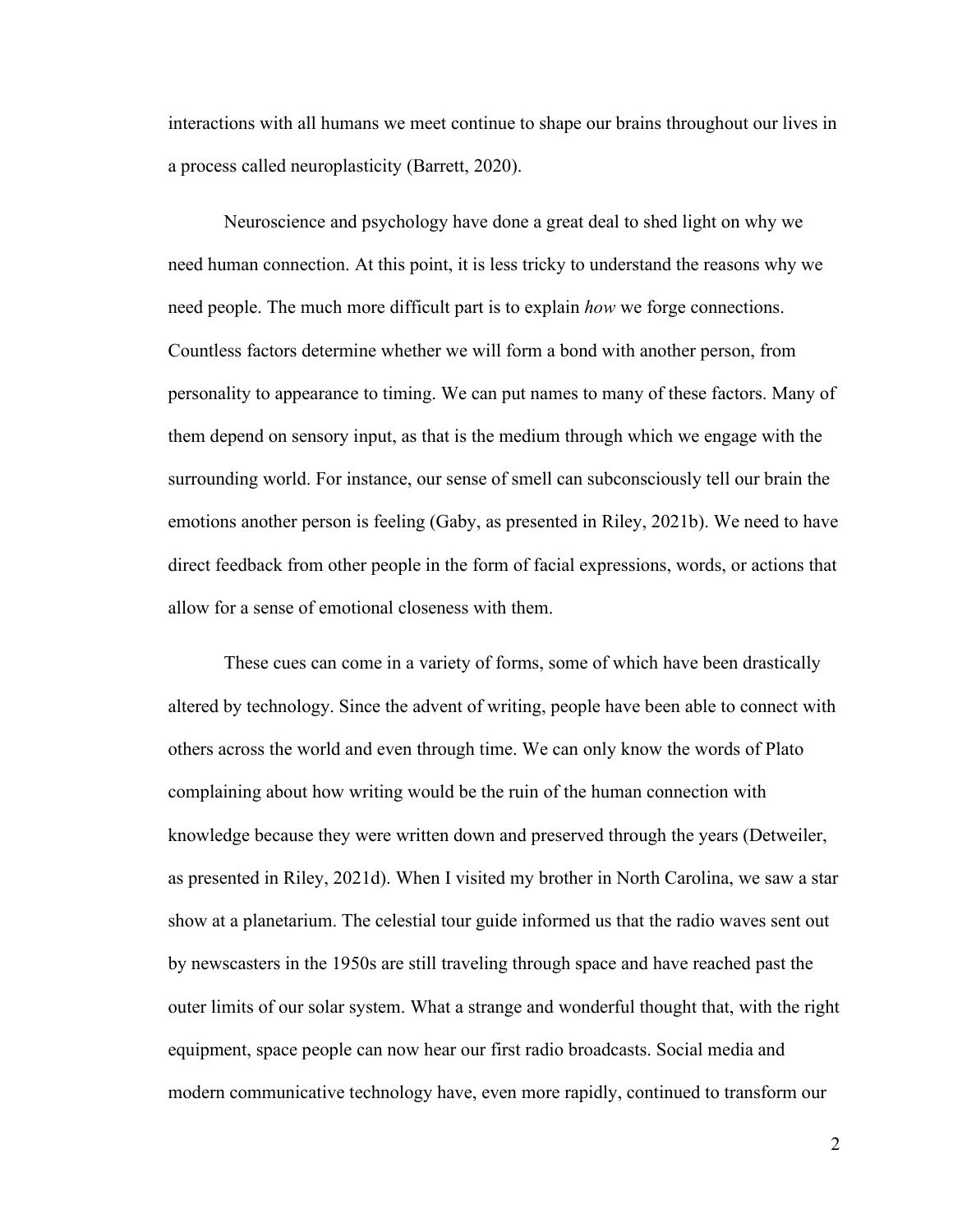interactions with all humans we meet continue to shape our brains throughout our lives in a process called neuroplasticity (Barrett, 2020).

Neuroscience and psychology have done a great deal to shed light on why we need human connection. At this point, it is less tricky to understand the reasons why we need people. The much more difficult part is to explain *how* we forge connections. Countless factors determine whether we will form a bond with another person, from personality to appearance to timing. We can put names to many of these factors. Many of them depend on sensory input, as that is the medium through which we engage with the surrounding world. For instance, our sense of smell can subconsciously tell our brain the emotions another person is feeling (Gaby, as presented in Riley, 2021b). We need to have direct feedback from other people in the form of facial expressions, words, or actions that allow for a sense of emotional closeness with them.

These cues can come in a variety of forms, some of which have been drastically altered by technology. Since the advent of writing, people have been able to connect with others across the world and even through time. We can only know the words of Plato complaining about how writing would be the ruin of the human connection with knowledge because they were written down and preserved through the years (Detweiler, as presented in Riley, 2021d). When I visited my brother in North Carolina, we saw a star show at a planetarium. The celestial tour guide informed us that the radio waves sent out by newscasters in the 1950s are still traveling through space and have reached past the outer limits of our solar system. What a strange and wonderful thought that, with the right equipment, space people can now hear our first radio broadcasts. Social media and modern communicative technology have, even more rapidly, continued to transform our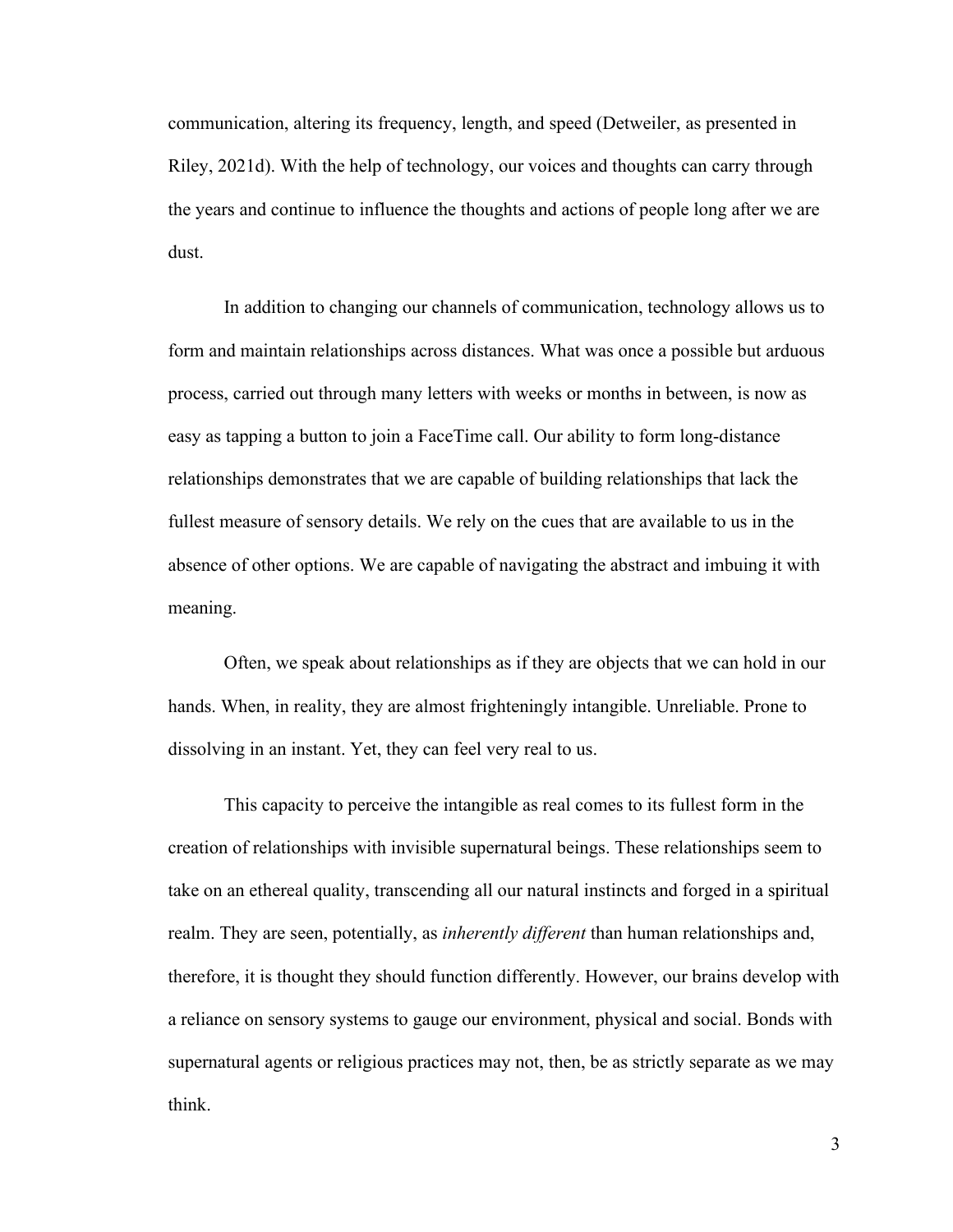communication, altering its frequency, length, and speed (Detweiler, as presented in Riley, 2021d). With the help of technology, our voices and thoughts can carry through the years and continue to influence the thoughts and actions of people long after we are dust.

In addition to changing our channels of communication, technology allows us to form and maintain relationships across distances. What was once a possible but arduous process, carried out through many letters with weeks or months in between, is now as easy as tapping a button to join a FaceTime call. Our ability to form long-distance relationships demonstrates that we are capable of building relationships that lack the fullest measure of sensory details. We rely on the cues that are available to us in the absence of other options. We are capable of navigating the abstract and imbuing it with meaning.

Often, we speak about relationships as if they are objects that we can hold in our hands. When, in reality, they are almost frighteningly intangible. Unreliable. Prone to dissolving in an instant. Yet, they can feel very real to us.

This capacity to perceive the intangible as real comes to its fullest form in the creation of relationships with invisible supernatural beings. These relationships seem to take on an ethereal quality, transcending all our natural instincts and forged in a spiritual realm. They are seen, potentially, as *inherently different* than human relationships and, therefore, it is thought they should function differently. However, our brains develop with a reliance on sensory systems to gauge our environment, physical and social. Bonds with supernatural agents or religious practices may not, then, be as strictly separate as we may think.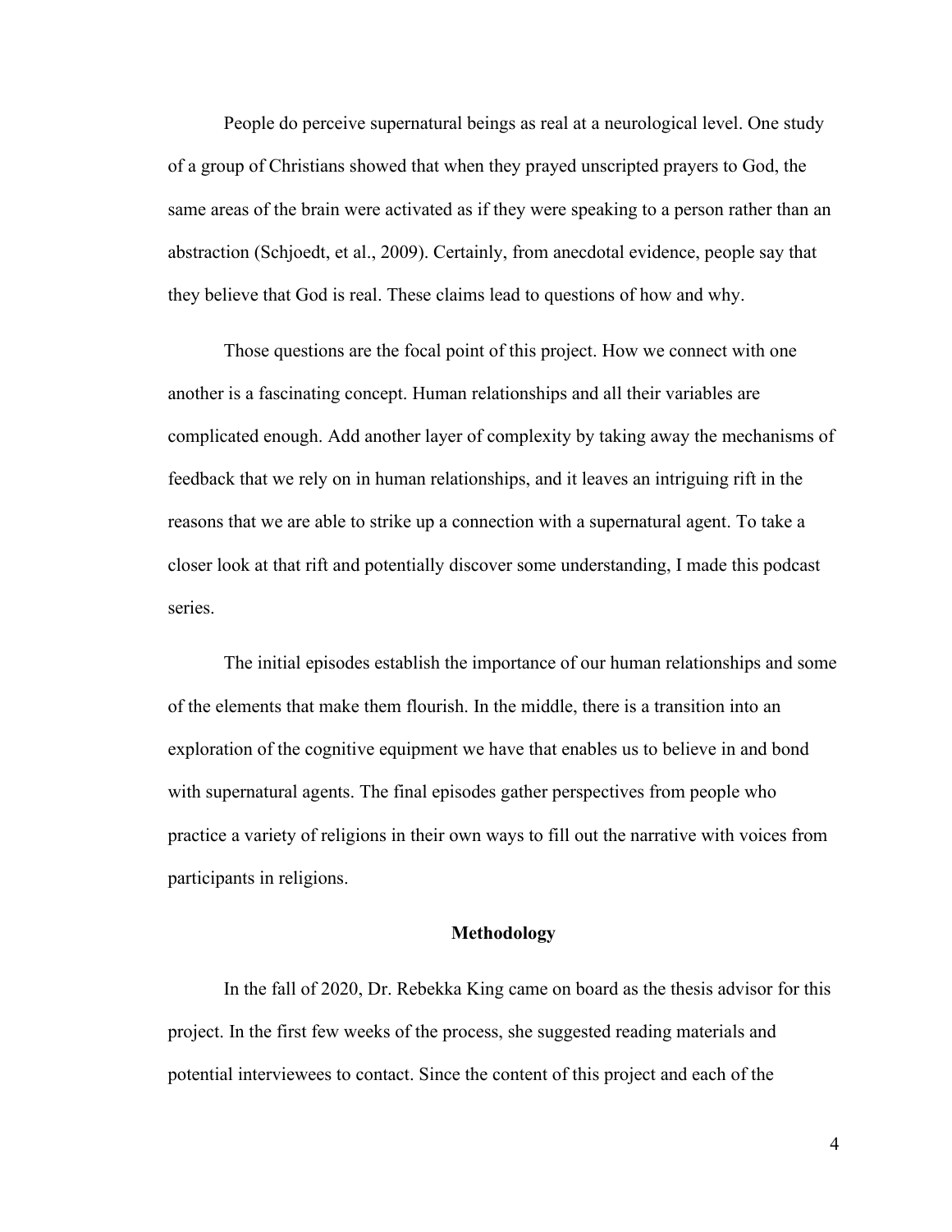People do perceive supernatural beings as real at a neurological level. One study of a group of Christians showed that when they prayed unscripted prayers to God, the same areas of the brain were activated as if they were speaking to a person rather than an abstraction (Schjoedt, et al., 2009). Certainly, from anecdotal evidence, people say that they believe that God is real. These claims lead to questions of how and why.

Those questions are the focal point of this project. How we connect with one another is a fascinating concept. Human relationships and all their variables are complicated enough. Add another layer of complexity by taking away the mechanisms of feedback that we rely on in human relationships, and it leaves an intriguing rift in the reasons that we are able to strike up a connection with a supernatural agent. To take a closer look at that rift and potentially discover some understanding, I made this podcast series.

The initial episodes establish the importance of our human relationships and some of the elements that make them flourish. In the middle, there is a transition into an exploration of the cognitive equipment we have that enables us to believe in and bond with supernatural agents. The final episodes gather perspectives from people who practice a variety of religions in their own ways to fill out the narrative with voices from participants in religions.

## Methodology

In the fall of 2020, Dr. Rebekka King came on board as the thesis advisor for this project. In the first few weeks of the process, she suggested reading materials and potential interviewees to contact. Since the content of this project and each of the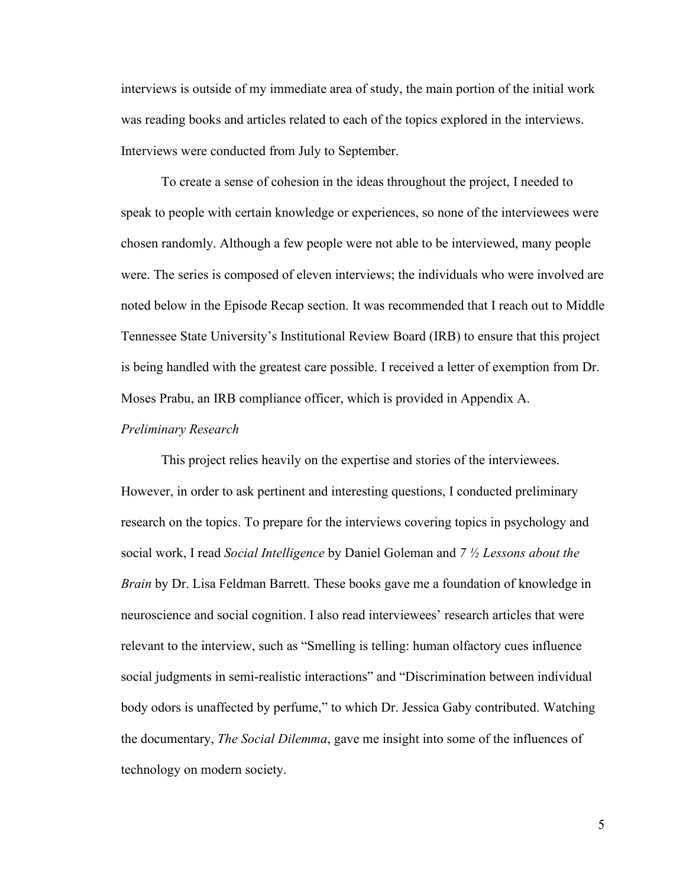interviews is outside of my immediate area of study, the main portion of the initial work was reading books and articles related to each of the topics explored in the interviews. Interviews were conducted from July to September.

To create a sense of cohesion in the ideas throughout the project, I needed to speak to people with certain knowledge or experiences, so none of the interviewees were chosen randomly. Although a few people were not able to be interviewed, many people were. The series is composed of eleven interviews; the individuals who were involved are noted below in the Episode Recap section. It was recommended that I reach out to Middle Tennessee State University's Institutional Review Board (IRB) to ensure that this project is being handled with the greatest care possible. I received a letter of exemption from Dr. Moses Prabu, an IRB compliance officer, which is provided in Appendix A.

### *Preliminary Research*

This project relies heavily on the expertise and stories of the interviewees. However, in order to ask pertinent and interesting questions, I conducted preliminary research on the topics. To prepare for the interviews covering topics in psychology and social work, I read *Social Intelligence* by Daniel Goleman and *7 ½ Lessons about the Brain* by Dr. Lisa Feldman Barrett. These books gave me a foundation of knowledge in neuroscience and social cognition. I also read interviewees' research articles that were relevant to the interview, such as "Smelling is telling: human olfactory cues influence social judgments in semi-realistic interactions" and "Discrimination between individual body odors is unaffected by perfume," to which Dr. Jessica Gaby contributed. Watching the documentary, *The Social Dilemma*, gave me insight into some of the influences of technology on modern society.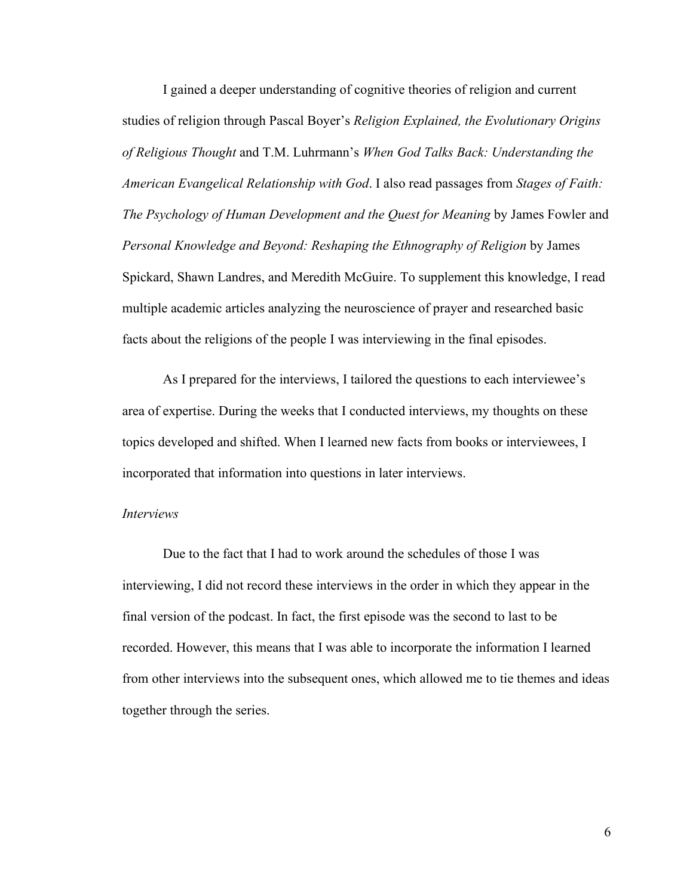I gained a deeper understanding of cognitive theories of religion and current studies of religion through Pascal Boyer's *Religion Explained, the Evolutionary Origins of Religious Thought* and T.M. Luhrmann's *When God Talks Back: Understanding the American Evangelical Relationship with God*. I also read passages from *Stages of Faith: The Psychology of Human Development and the Quest for Meaning* by James Fowler and *Personal Knowledge and Beyond: Reshaping the Ethnography of Religion* by James Spickard, Shawn Landres, and Meredith McGuire. To supplement this knowledge, I read multiple academic articles analyzing the neuroscience of prayer and researched basic facts about the religions of the people I was interviewing in the final episodes.

As I prepared for the interviews, I tailored the questions to each interviewee's area of expertise. During the weeks that I conducted interviews, my thoughts on these topics developed and shifted. When I learned new facts from books or interviewees, I incorporated that information into questions in later interviews.

*Interviews*

Due to the fact that I had to work around the schedules of those I was interviewing, I did not record these interviews in the order in which they appear in the final version of the podcast. In fact, the first episode was the second to last to be recorded. However, this means that I was able to incorporate the information I learned from other interviews into the subsequent ones, which allowed me to tie themes and ideas together through the series.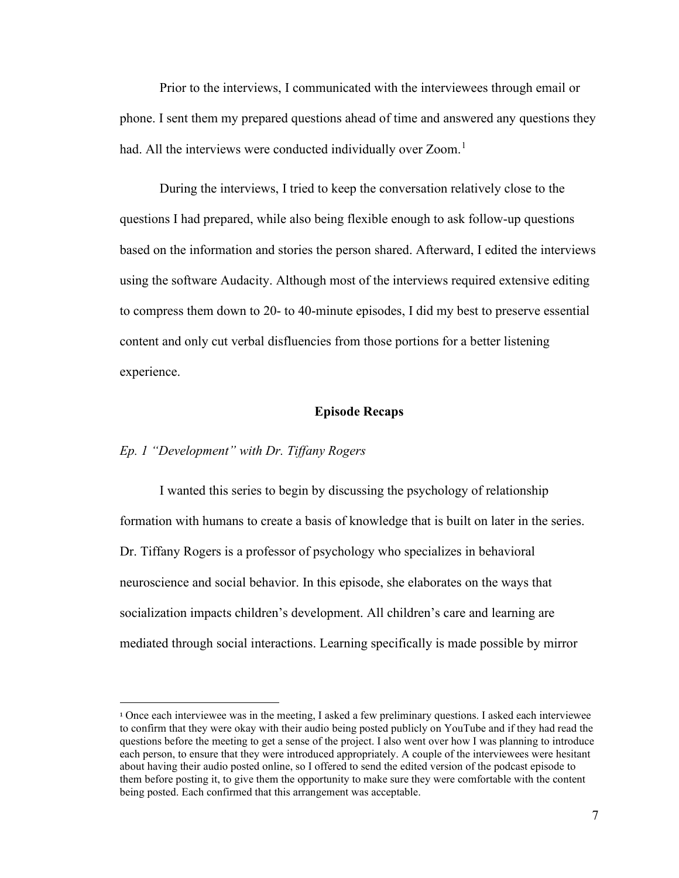Prior to the interviews, I communicated with the interviewees through email or phone. I sent them my prepared questions ahead of time and answered any questions they had. All the interviews were conducted individually over Zoom.[1]

During the interviews, I tried to keep the conversation relatively close to the questions I had prepared, while also being flexible enough to ask follow-up questions based on the information and stories the person shared. Afterward, I edited the interviews using the software Audacity. Although most of the interviews required extensive editing to compress them down to 20- to 40-minute episodes, I did my best to preserve essential content and only cut verbal disfluencies from those portions for a better listening experience.

## Episode Recaps

### *Ep. 1 "Development" with Dr. Tiffany Rogers*

I wanted this series to begin by discussing the psychology of relationship formation with humans to create a basis of knowledge that is built on later in the series. Dr. Tiffany Rogers is a professor of psychology who specializes in behavioral neuroscience and social behavior. In this episode, she elaborates on the ways that socialization impacts children's development. All children's care and learning are mediated through social interactions. Learning specifically is made possible by mirror

---

[1] Once each interviewee was in the meeting, I asked a few preliminary questions. I asked each interviewee to confirm that they were okay with their audio being posted publicly on YouTube and if they had read the questions before the meeting to get a sense of the project. I also went over how I was planning to introduce each person, to ensure that they were introduced appropriately. A couple of the interviewees were hesitant about having their audio posted online, so I offered to send the edited version of the podcast episode to them before posting it, to give them the opportunity to make sure they were comfortable with the content being posted. Each confirmed that this arrangement was acceptable.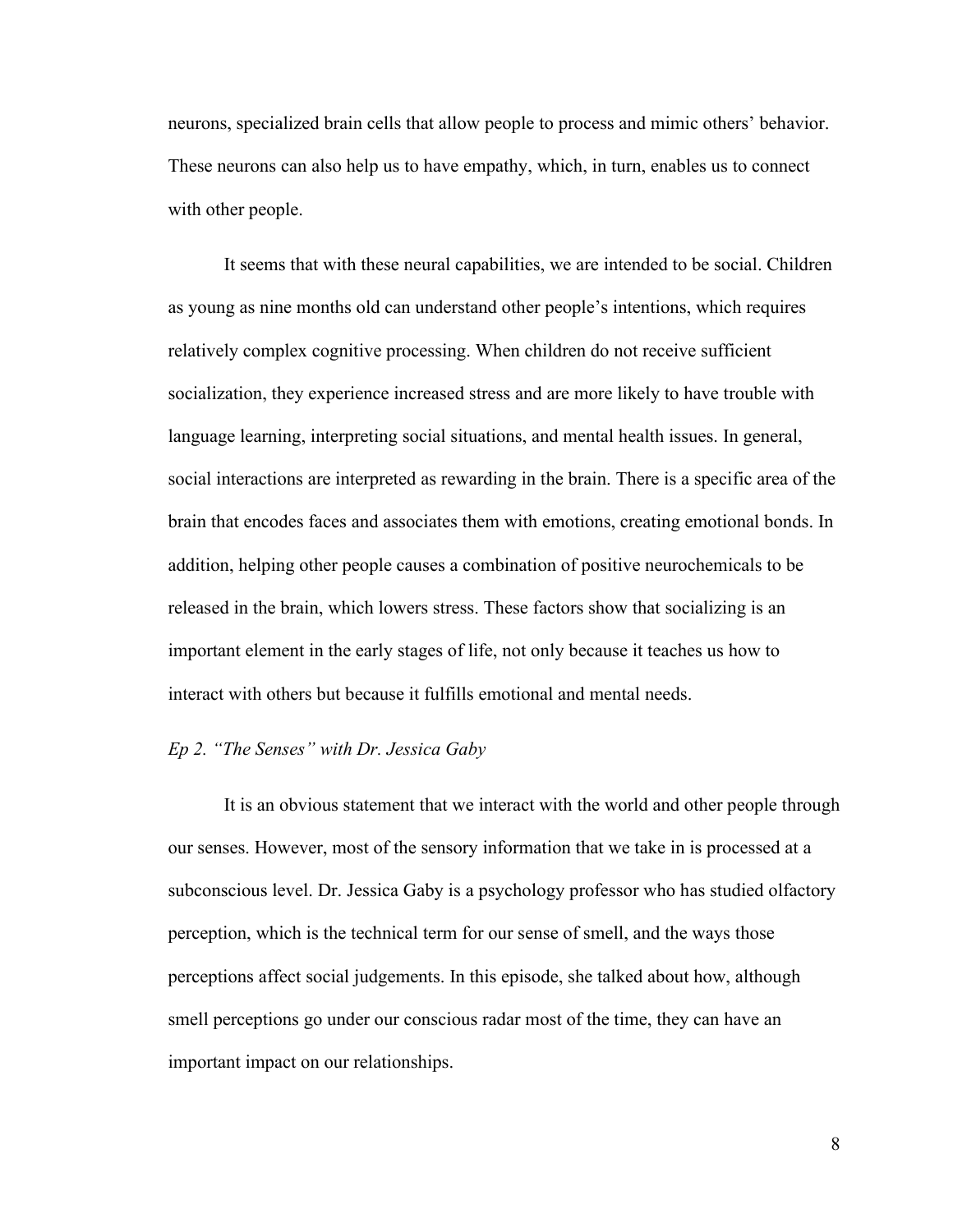neurons, specialized brain cells that allow people to process and mimic others' behavior. These neurons can also help us to have empathy, which, in turn, enables us to connect with other people.

It seems that with these neural capabilities, we are intended to be social. Children as young as nine months old can understand other people's intentions, which requires relatively complex cognitive processing. When children do not receive sufficient socialization, they experience increased stress and are more likely to have trouble with language learning, interpreting social situations, and mental health issues. In general, social interactions are interpreted as rewarding in the brain. There is a specific area of the brain that encodes faces and associates them with emotions, creating emotional bonds. In addition, helping other people causes a combination of positive neurochemicals to be released in the brain, which lowers stress. These factors show that socializing is an important element in the early stages of life, not only because it teaches us how to interact with others but because it fulfills emotional and mental needs.

### *Ep 2. "The Senses" with Dr. Jessica Gaby*

It is an obvious statement that we interact with the world and other people through our senses. However, most of the sensory information that we take in is processed at a subconscious level. Dr. Jessica Gaby is a psychology professor who has studied olfactory perception, which is the technical term for our sense of smell, and the ways those perceptions affect social judgements. In this episode, she talked about how, although smell perceptions go under our conscious radar most of the time, they can have an important impact on our relationships.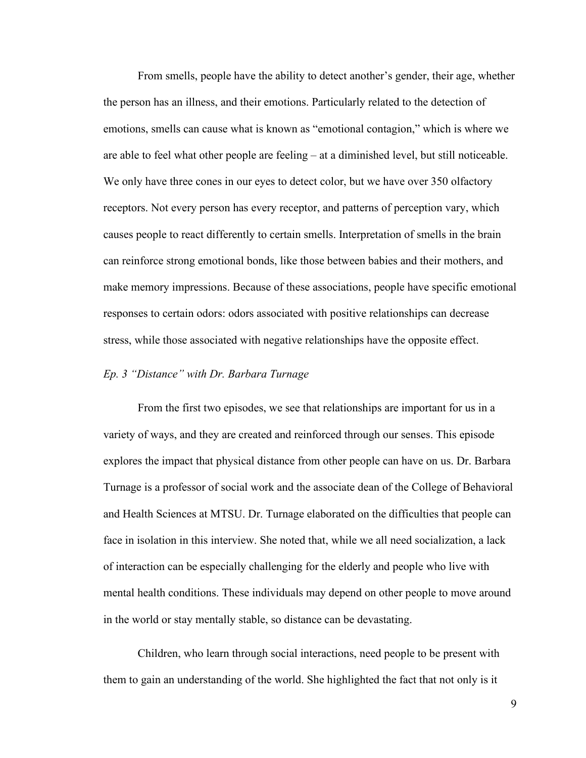From smells, people have the ability to detect another's gender, their age, whether the person has an illness, and their emotions. Particularly related to the detection of emotions, smells can cause what is known as "emotional contagion," which is where we are able to feel what other people are feeling – at a diminished level, but still noticeable. We only have three cones in our eyes to detect color, but we have over 350 olfactory receptors. Not every person has every receptor, and patterns of perception vary, which causes people to react differently to certain smells. Interpretation of smells in the brain can reinforce strong emotional bonds, like those between babies and their mothers, and make memory impressions. Because of these associations, people have specific emotional responses to certain odors: odors associated with positive relationships can decrease stress, while those associated with negative relationships have the opposite effect.

### *Ep. 3 "Distance" with Dr. Barbara Turnage*

From the first two episodes, we see that relationships are important for us in a variety of ways, and they are created and reinforced through our senses. This episode explores the impact that physical distance from other people can have on us. Dr. Barbara Turnage is a professor of social work and the associate dean of the College of Behavioral and Health Sciences at MTSU. Dr. Turnage elaborated on the difficulties that people can face in isolation in this interview. She noted that, while we all need socialization, a lack of interaction can be especially challenging for the elderly and people who live with mental health conditions. These individuals may depend on other people to move around in the world or stay mentally stable, so distance can be devastating.

Children, who learn through social interactions, need people to be present with them to gain an understanding of the world. She highlighted the fact that not only is it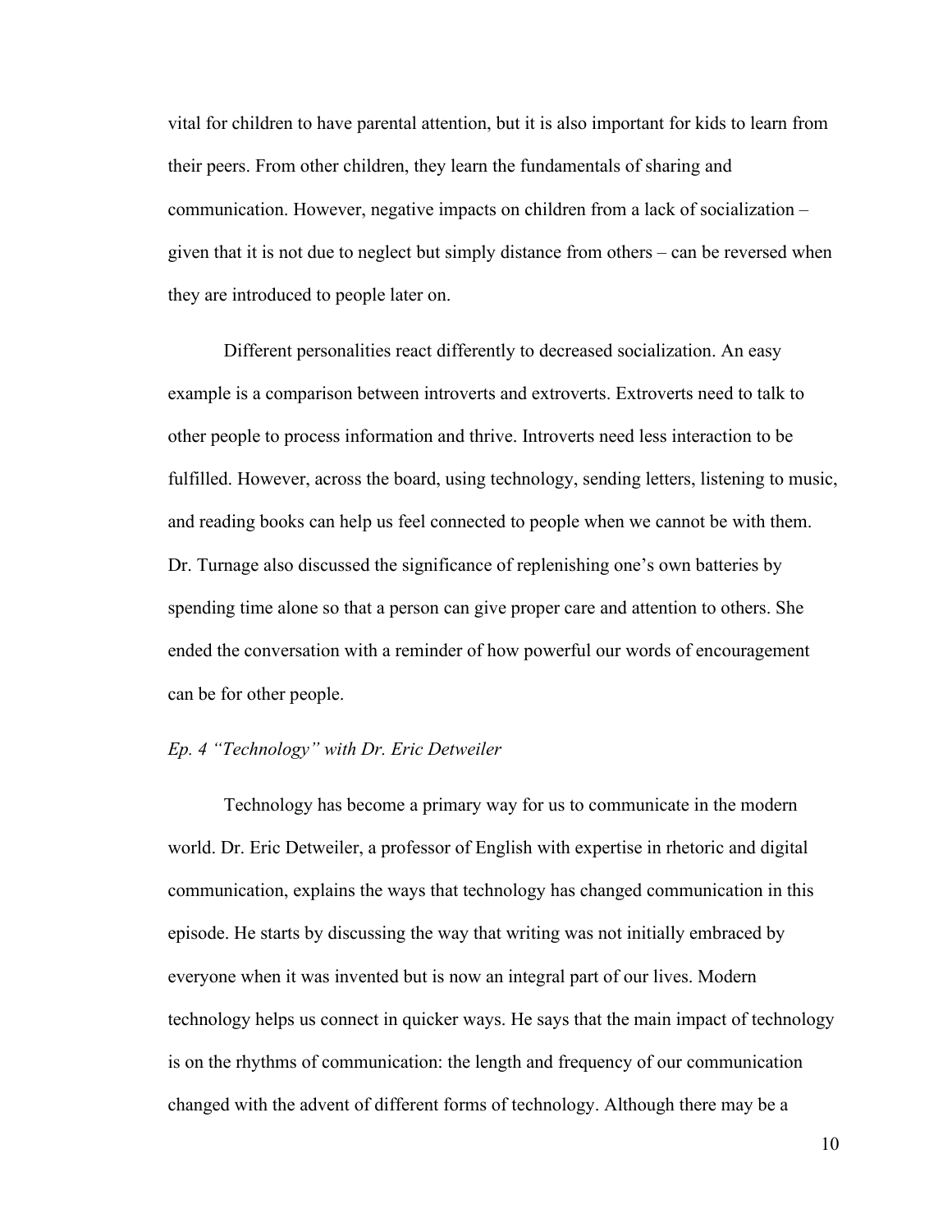vital for children to have parental attention, but it is also important for kids to learn from their peers. From other children, they learn the fundamentals of sharing and communication. However, negative impacts on children from a lack of socialization – given that it is not due to neglect but simply distance from others – can be reversed when they are introduced to people later on.

Different personalities react differently to decreased socialization. An easy example is a comparison between introverts and extroverts. Extroverts need to talk to other people to process information and thrive. Introverts need less interaction to be fulfilled. However, across the board, using technology, sending letters, listening to music, and reading books can help us feel connected to people when we cannot be with them. Dr. Turnage also discussed the significance of replenishing one's own batteries by spending time alone so that a person can give proper care and attention to others. She ended the conversation with a reminder of how powerful our words of encouragement can be for other people.

*Ep. 4 "Technology" with Dr. Eric Detweiler*

Technology has become a primary way for us to communicate in the modern world. Dr. Eric Detweiler, a professor of English with expertise in rhetoric and digital communication, explains the ways that technology has changed communication in this episode. He starts by discussing the way that writing was not initially embraced by everyone when it was invented but is now an integral part of our lives. Modern technology helps us connect in quicker ways. He says that the main impact of technology is on the rhythms of communication: the length and frequency of our communication changed with the advent of different forms of technology. Although there may be a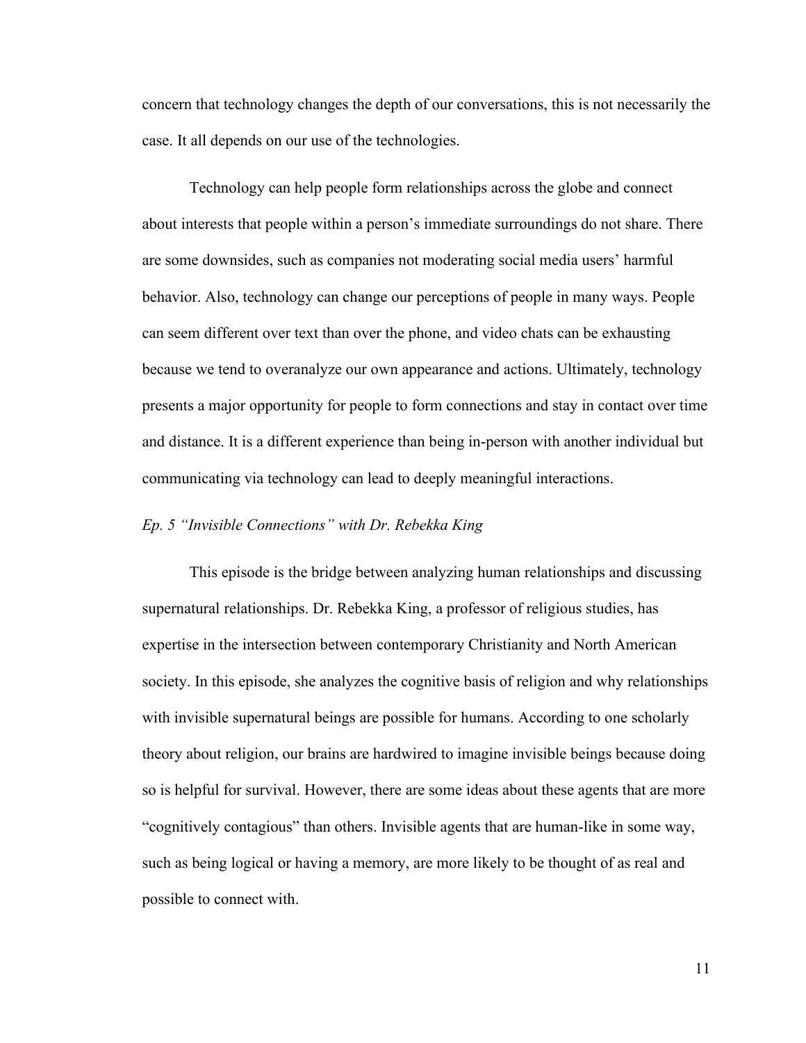concern that technology changes the depth of our conversations, this is not necessarily the case. It all depends on our use of the technologies.

Technology can help people form relationships across the globe and connect about interests that people within a person's immediate surroundings do not share. There are some downsides, such as companies not moderating social media users' harmful behavior. Also, technology can change our perceptions of people in many ways. People can seem different over text than over the phone, and video chats can be exhausting because we tend to overanalyze our own appearance and actions. Ultimately, technology presents a major opportunity for people to form connections and stay in contact over time and distance. It is a different experience than being in-person with another individual but communicating via technology can lead to deeply meaningful interactions.

### *Ep. 5 "Invisible Connections" with Dr. Rebekka King*

This episode is the bridge between analyzing human relationships and discussing supernatural relationships. Dr. Rebekka King, a professor of religious studies, has expertise in the intersection between contemporary Christianity and North American society. In this episode, she analyzes the cognitive basis of religion and why relationships with invisible supernatural beings are possible for humans. According to one scholarly theory about religion, our brains are hardwired to imagine invisible beings because doing so is helpful for survival. However, there are some ideas about these agents that are more "cognitively contagious" than others. Invisible agents that are human-like in some way, such as being logical or having a memory, are more likely to be thought of as real and possible to connect with.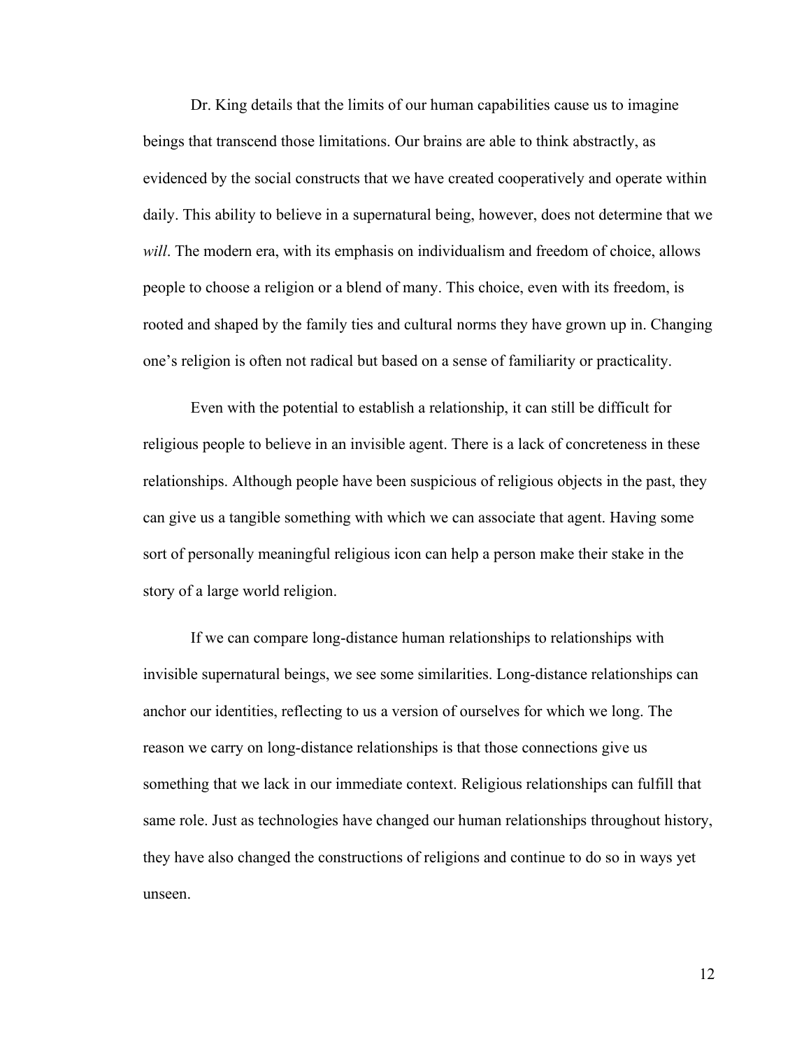Dr. King details that the limits of our human capabilities cause us to imagine beings that transcend those limitations. Our brains are able to think abstractly, as evidenced by the social constructs that we have created cooperatively and operate within daily. This ability to believe in a supernatural being, however, does not determine that we *will*. The modern era, with its emphasis on individualism and freedom of choice, allows people to choose a religion or a blend of many. This choice, even with its freedom, is rooted and shaped by the family ties and cultural norms they have grown up in. Changing one's religion is often not radical but based on a sense of familiarity or practicality.

Even with the potential to establish a relationship, it can still be difficult for religious people to believe in an invisible agent. There is a lack of concreteness in these relationships. Although people have been suspicious of religious objects in the past, they can give us a tangible something with which we can associate that agent. Having some sort of personally meaningful religious icon can help a person make their stake in the story of a large world religion.

If we can compare long-distance human relationships to relationships with invisible supernatural beings, we see some similarities. Long-distance relationships can anchor our identities, reflecting to us a version of ourselves for which we long. The reason we carry on long-distance relationships is that those connections give us something that we lack in our immediate context. Religious relationships can fulfill that same role. Just as technologies have changed our human relationships throughout history, they have also changed the constructions of religions and continue to do so in ways yet unseen.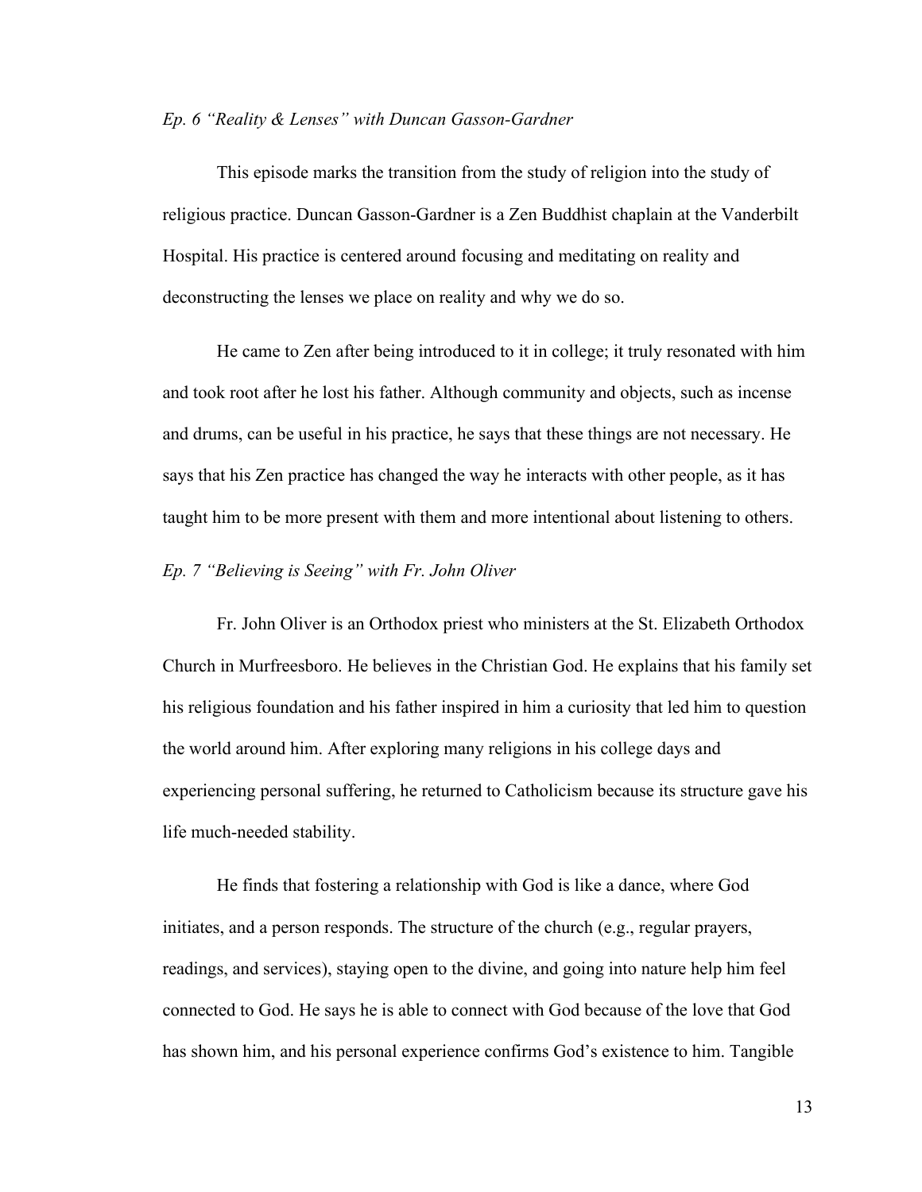*Ep. 6 "Reality & Lenses" with Duncan Gasson-Gardner*

This episode marks the transition from the study of religion into the study of religious practice. Duncan Gasson-Gardner is a Zen Buddhist chaplain at the Vanderbilt Hospital. His practice is centered around focusing and meditating on reality and deconstructing the lenses we place on reality and why we do so.

He came to Zen after being introduced to it in college; it truly resonated with him and took root after he lost his father. Although community and objects, such as incense and drums, can be useful in his practice, he says that these things are not necessary. He says that his Zen practice has changed the way he interacts with other people, as it has taught him to be more present with them and more intentional about listening to others.

*Ep. 7 "Believing is Seeing" with Fr. John Oliver*

Fr. John Oliver is an Orthodox priest who ministers at the St. Elizabeth Orthodox Church in Murfreesboro. He believes in the Christian God. He explains that his family set his religious foundation and his father inspired in him a curiosity that led him to question the world around him. After exploring many religions in his college days and experiencing personal suffering, he returned to Catholicism because its structure gave his life much-needed stability.

He finds that fostering a relationship with God is like a dance, where God initiates, and a person responds. The structure of the church (e.g., regular prayers, readings, and services), staying open to the divine, and going into nature help him feel connected to God. He says he is able to connect with God because of the love that God has shown him, and his personal experience confirms God's existence to him. Tangible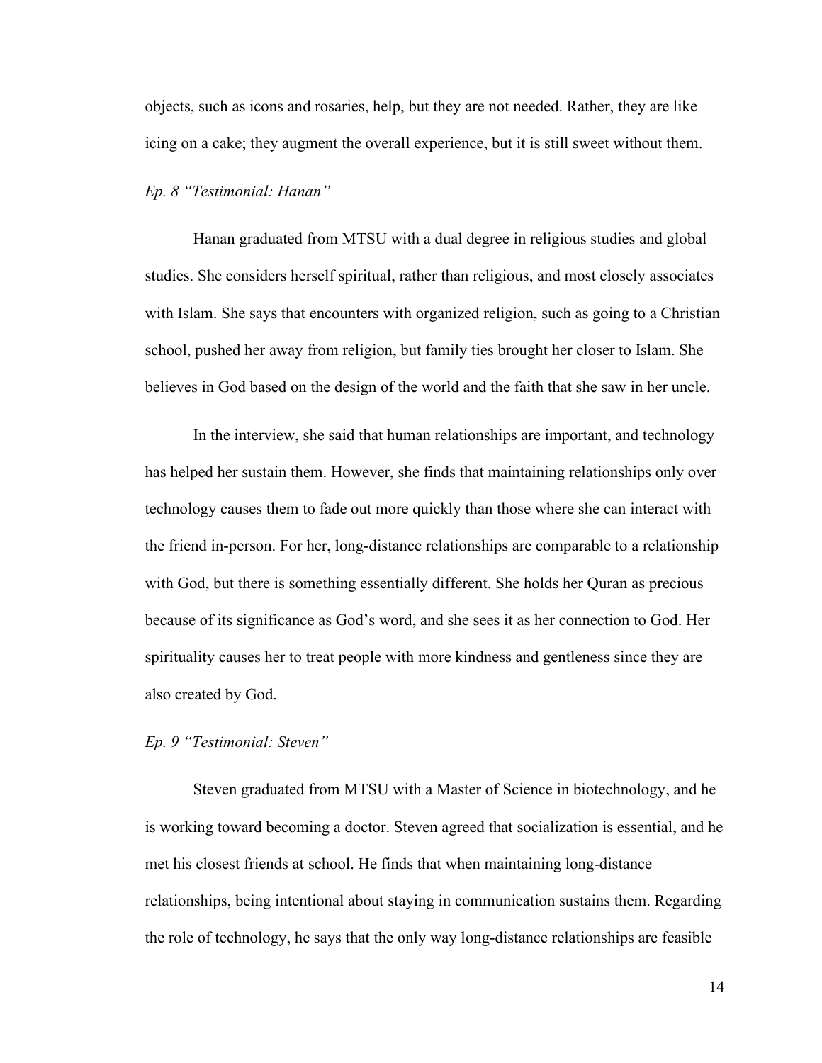objects, such as icons and rosaries, help, but they are not needed. Rather, they are like icing on a cake; they augment the overall experience, but it is still sweet without them.

*Ep. 8 "Testimonial: Hanan"*

Hanan graduated from MTSU with a dual degree in religious studies and global studies. She considers herself spiritual, rather than religious, and most closely associates with Islam. She says that encounters with organized religion, such as going to a Christian school, pushed her away from religion, but family ties brought her closer to Islam. She believes in God based on the design of the world and the faith that she saw in her uncle.

In the interview, she said that human relationships are important, and technology has helped her sustain them. However, she finds that maintaining relationships only over technology causes them to fade out more quickly than those where she can interact with the friend in-person. For her, long-distance relationships are comparable to a relationship with God, but there is something essentially different. She holds her Quran as precious because of its significance as God's word, and she sees it as her connection to God. Her spirituality causes her to treat people with more kindness and gentleness since they are also created by God.

*Ep. 9 "Testimonial: Steven"*

Steven graduated from MTSU with a Master of Science in biotechnology, and he is working toward becoming a doctor. Steven agreed that socialization is essential, and he met his closest friends at school. He finds that when maintaining long-distance relationships, being intentional about staying in communication sustains them. Regarding the role of technology, he says that the only way long-distance relationships are feasible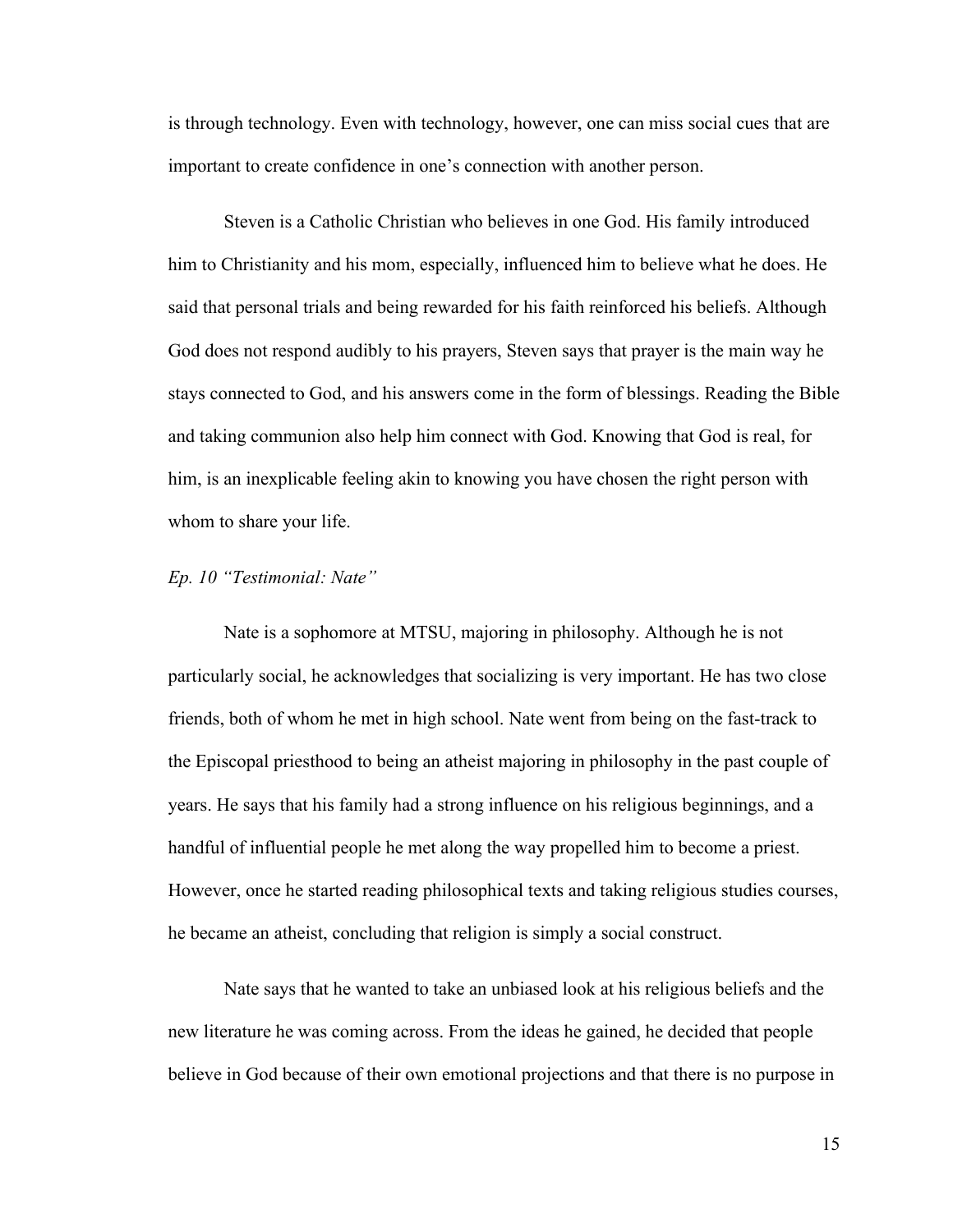is through technology. Even with technology, however, one can miss social cues that are important to create confidence in one's connection with another person.

Steven is a Catholic Christian who believes in one God. His family introduced him to Christianity and his mom, especially, influenced him to believe what he does. He said that personal trials and being rewarded for his faith reinforced his beliefs. Although God does not respond audibly to his prayers, Steven says that prayer is the main way he stays connected to God, and his answers come in the form of blessings. Reading the Bible and taking communion also help him connect with God. Knowing that God is real, for him, is an inexplicable feeling akin to knowing you have chosen the right person with whom to share your life.

*Ep. 10 "Testimonial: Nate"*

Nate is a sophomore at MTSU, majoring in philosophy. Although he is not particularly social, he acknowledges that socializing is very important. He has two close friends, both of whom he met in high school. Nate went from being on the fast-track to the Episcopal priesthood to being an atheist majoring in philosophy in the past couple of years. He says that his family had a strong influence on his religious beginnings, and a handful of influential people he met along the way propelled him to become a priest. However, once he started reading philosophical texts and taking religious studies courses, he became an atheist, concluding that religion is simply a social construct.

Nate says that he wanted to take an unbiased look at his religious beliefs and the new literature he was coming across. From the ideas he gained, he decided that people believe in God because of their own emotional projections and that there is no purpose in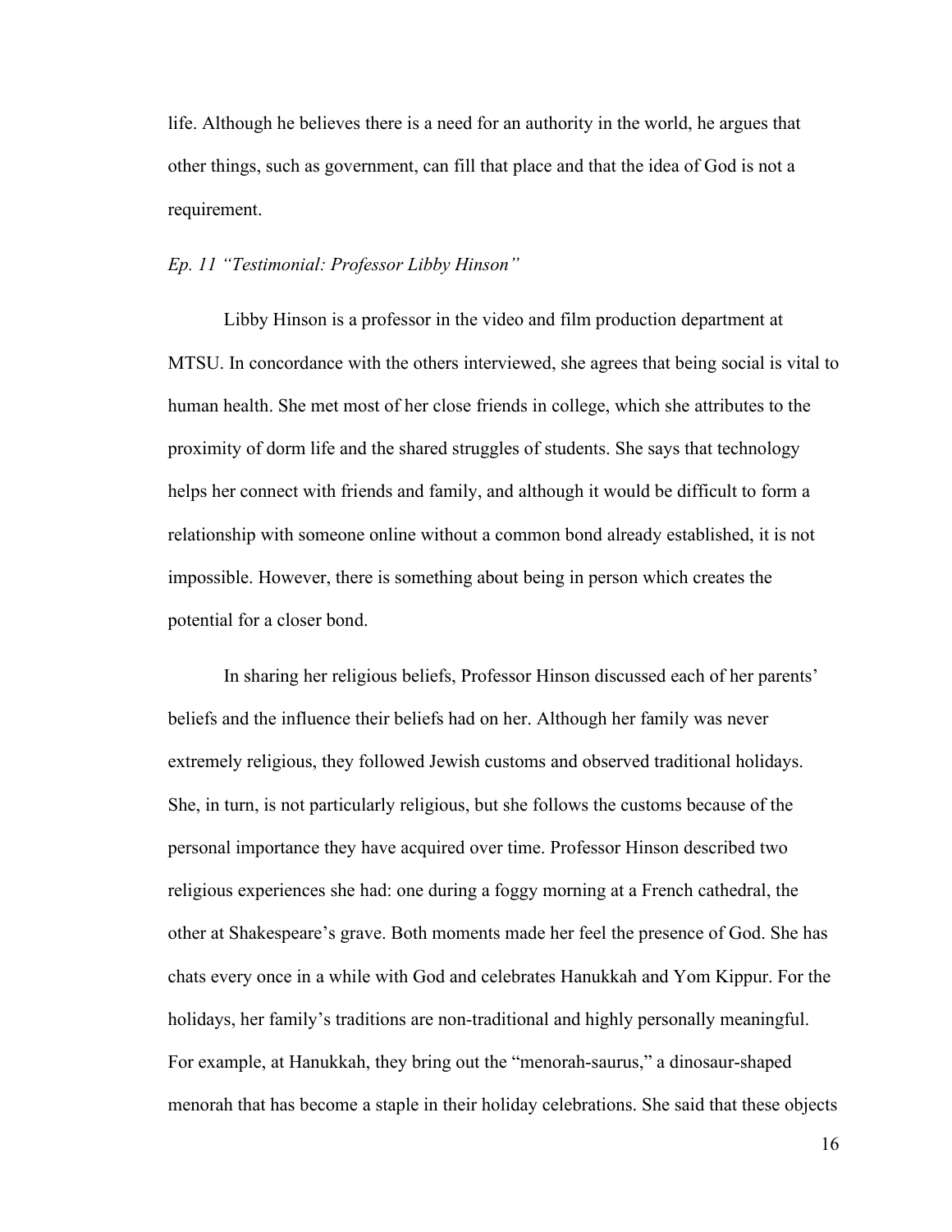life. Although he believes there is a need for an authority in the world, he argues that other things, such as government, can fill that place and that the idea of God is not a requirement.

*Ep. 11 "Testimonial: Professor Libby Hinson"*

Libby Hinson is a professor in the video and film production department at MTSU. In concordance with the others interviewed, she agrees that being social is vital to human health. She met most of her close friends in college, which she attributes to the proximity of dorm life and the shared struggles of students. She says that technology helps her connect with friends and family, and although it would be difficult to form a relationship with someone online without a common bond already established, it is not impossible. However, there is something about being in person which creates the potential for a closer bond.

In sharing her religious beliefs, Professor Hinson discussed each of her parents' beliefs and the influence their beliefs had on her. Although her family was never extremely religious, they followed Jewish customs and observed traditional holidays. She, in turn, is not particularly religious, but she follows the customs because of the personal importance they have acquired over time. Professor Hinson described two religious experiences she had: one during a foggy morning at a French cathedral, the other at Shakespeare's grave. Both moments made her feel the presence of God. She has chats every once in a while with God and celebrates Hanukkah and Yom Kippur. For the holidays, her family's traditions are non-traditional and highly personally meaningful. For example, at Hanukkah, they bring out the "menorah-saurus," a dinosaur-shaped menorah that has become a staple in their holiday celebrations. She said that these objects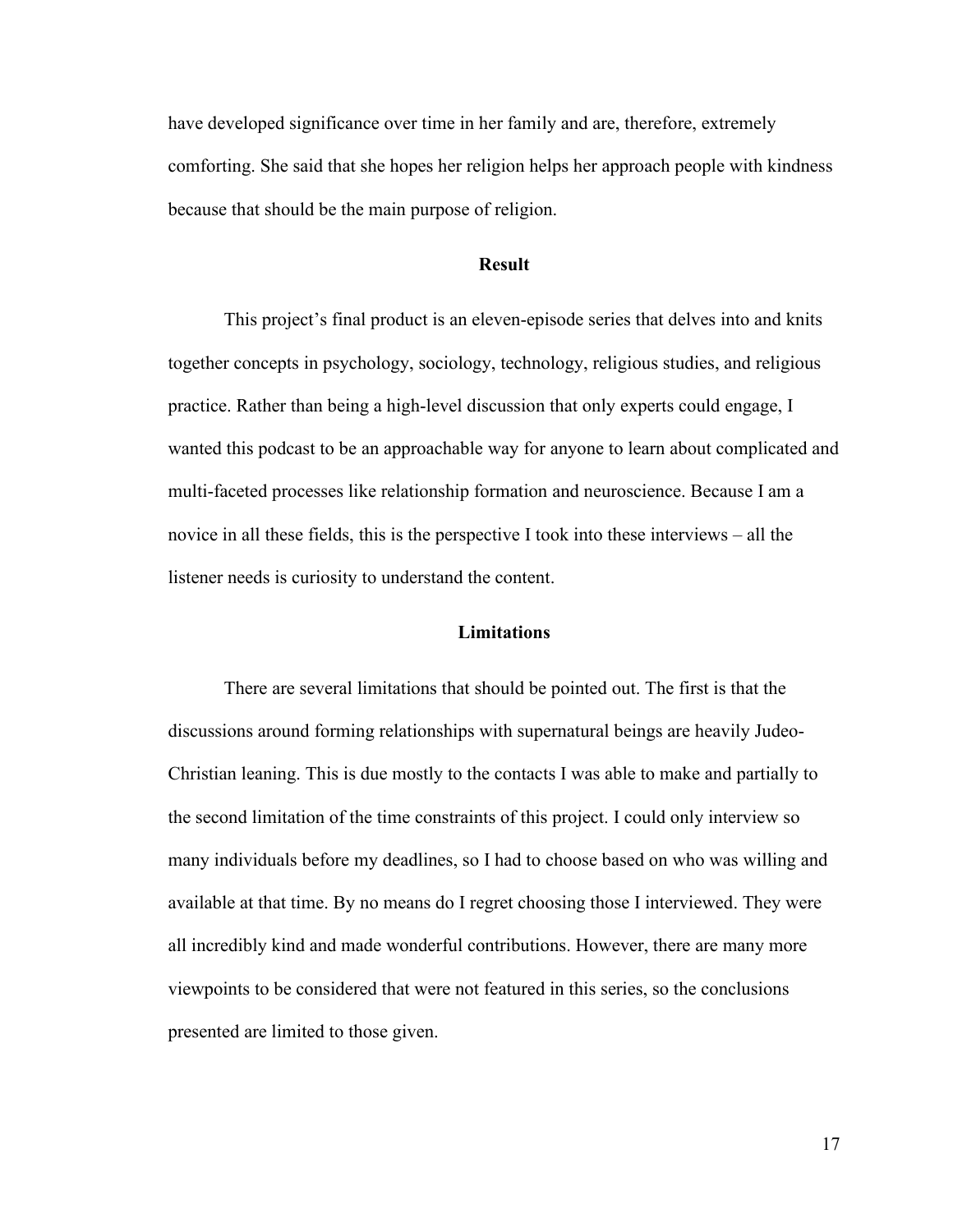have developed significance over time in her family and are, therefore, extremely comforting. She said that she hopes her religion helps her approach people with kindness because that should be the main purpose of religion.

## Result

This project's final product is an eleven-episode series that delves into and knits together concepts in psychology, sociology, technology, religious studies, and religious practice. Rather than being a high-level discussion that only experts could engage, I wanted this podcast to be an approachable way for anyone to learn about complicated and multi-faceted processes like relationship formation and neuroscience. Because I am a novice in all these fields, this is the perspective I took into these interviews – all the listener needs is curiosity to understand the content.

## Limitations

There are several limitations that should be pointed out. The first is that the discussions around forming relationships with supernatural beings are heavily Judeo-Christian leaning. This is due mostly to the contacts I was able to make and partially to the second limitation of the time constraints of this project. I could only interview so many individuals before my deadlines, so I had to choose based on who was willing and available at that time. By no means do I regret choosing those I interviewed. They were all incredibly kind and made wonderful contributions. However, there are many more viewpoints to be considered that were not featured in this series, so the conclusions presented are limited to those given.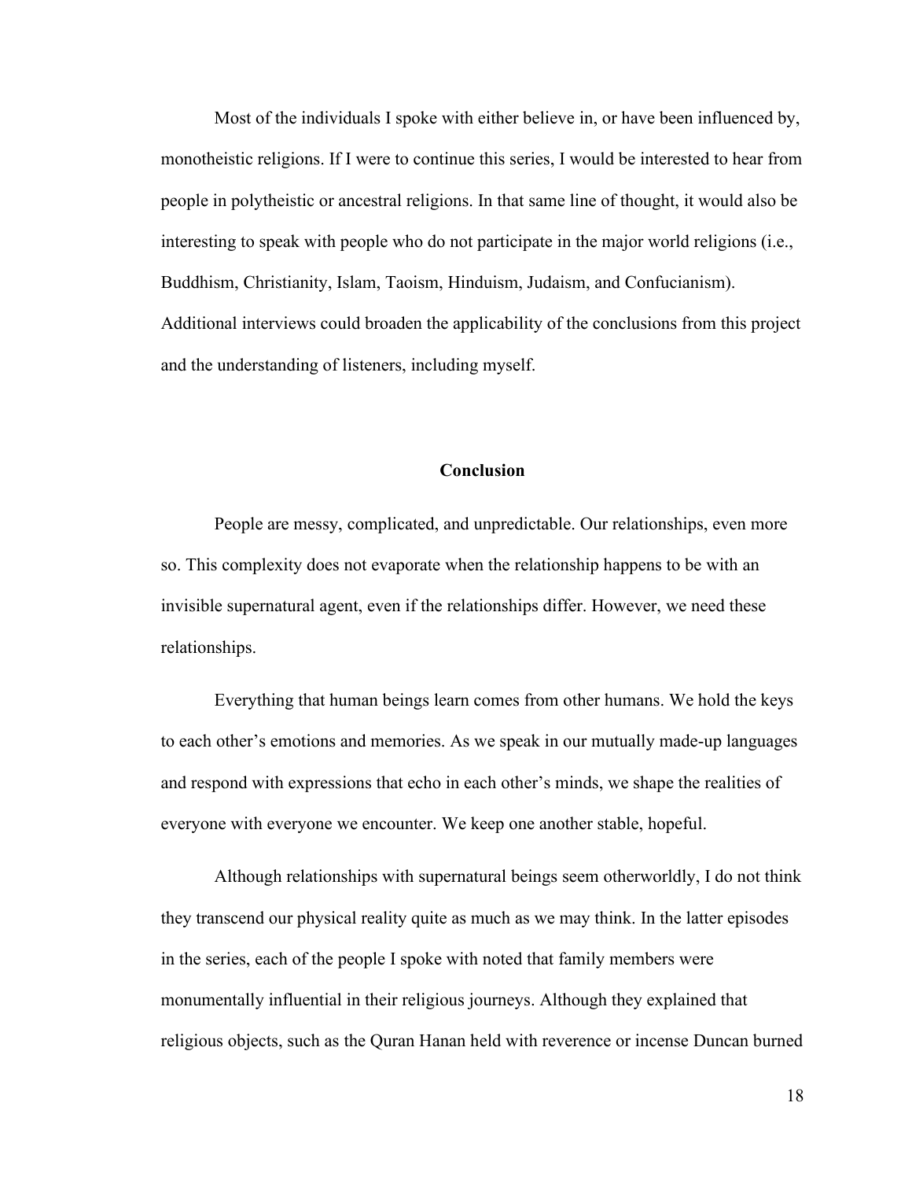Most of the individuals I spoke with either believe in, or have been influenced by, monotheistic religions. If I were to continue this series, I would be interested to hear from people in polytheistic or ancestral religions. In that same line of thought, it would also be interesting to speak with people who do not participate in the major world religions (i.e., Buddhism, Christianity, Islam, Taoism, Hinduism, Judaism, and Confucianism). Additional interviews could broaden the applicability of the conclusions from this project and the understanding of listeners, including myself.

## Conclusion

People are messy, complicated, and unpredictable. Our relationships, even more so. This complexity does not evaporate when the relationship happens to be with an invisible supernatural agent, even if the relationships differ. However, we need these relationships.

Everything that human beings learn comes from other humans. We hold the keys to each other's emotions and memories. As we speak in our mutually made-up languages and respond with expressions that echo in each other's minds, we shape the realities of everyone with everyone we encounter. We keep one another stable, hopeful.

Although relationships with supernatural beings seem otherworldly, I do not think they transcend our physical reality quite as much as we may think. In the latter episodes in the series, each of the people I spoke with noted that family members were monumentally influential in their religious journeys. Although they explained that religious objects, such as the Quran Hanan held with reverence or incense Duncan burned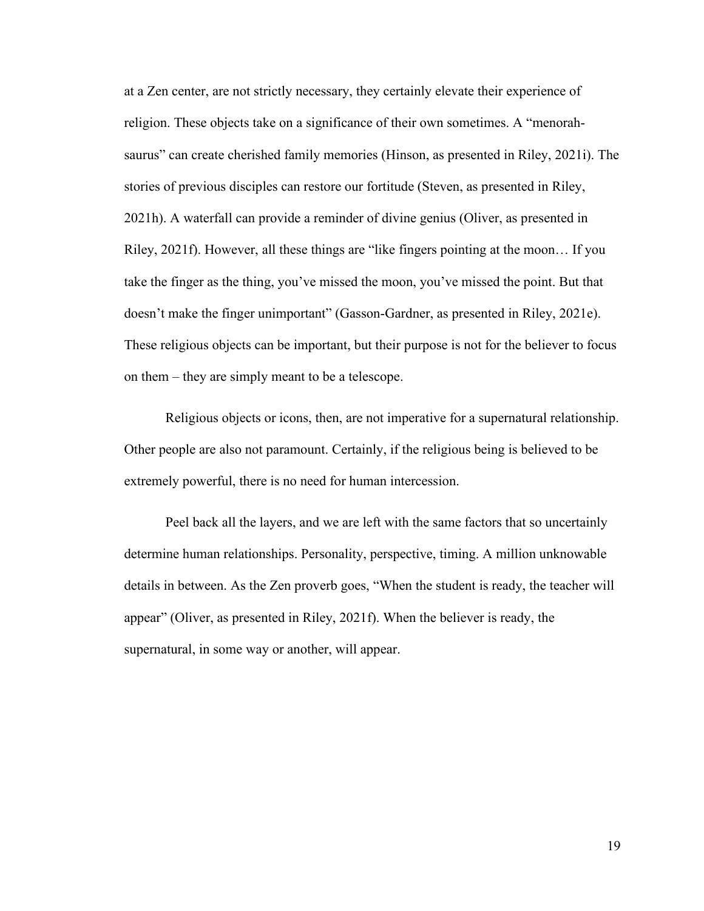at a Zen center, are not strictly necessary, they certainly elevate their experience of religion. These objects take on a significance of their own sometimes. A "menorah-saurus" can create cherished family memories (Hinson, as presented in Riley, 2021i). The stories of previous disciples can restore our fortitude (Steven, as presented in Riley, 2021h). A waterfall can provide a reminder of divine genius (Oliver, as presented in Riley, 2021f). However, all these things are "like fingers pointing at the moon… If you take the finger as the thing, you've missed the moon, you've missed the point. But that doesn't make the finger unimportant" (Gasson-Gardner, as presented in Riley, 2021e). These religious objects can be important, but their purpose is not for the believer to focus on them – they are simply meant to be a telescope.

Religious objects or icons, then, are not imperative for a supernatural relationship. Other people are also not paramount. Certainly, if the religious being is believed to be extremely powerful, there is no need for human intercession.

Peel back all the layers, and we are left with the same factors that so uncertainly determine human relationships. Personality, perspective, timing. A million unknowable details in between. As the Zen proverb goes, "When the student is ready, the teacher will appear" (Oliver, as presented in Riley, 2021f). When the believer is ready, the supernatural, in some way or another, will appear.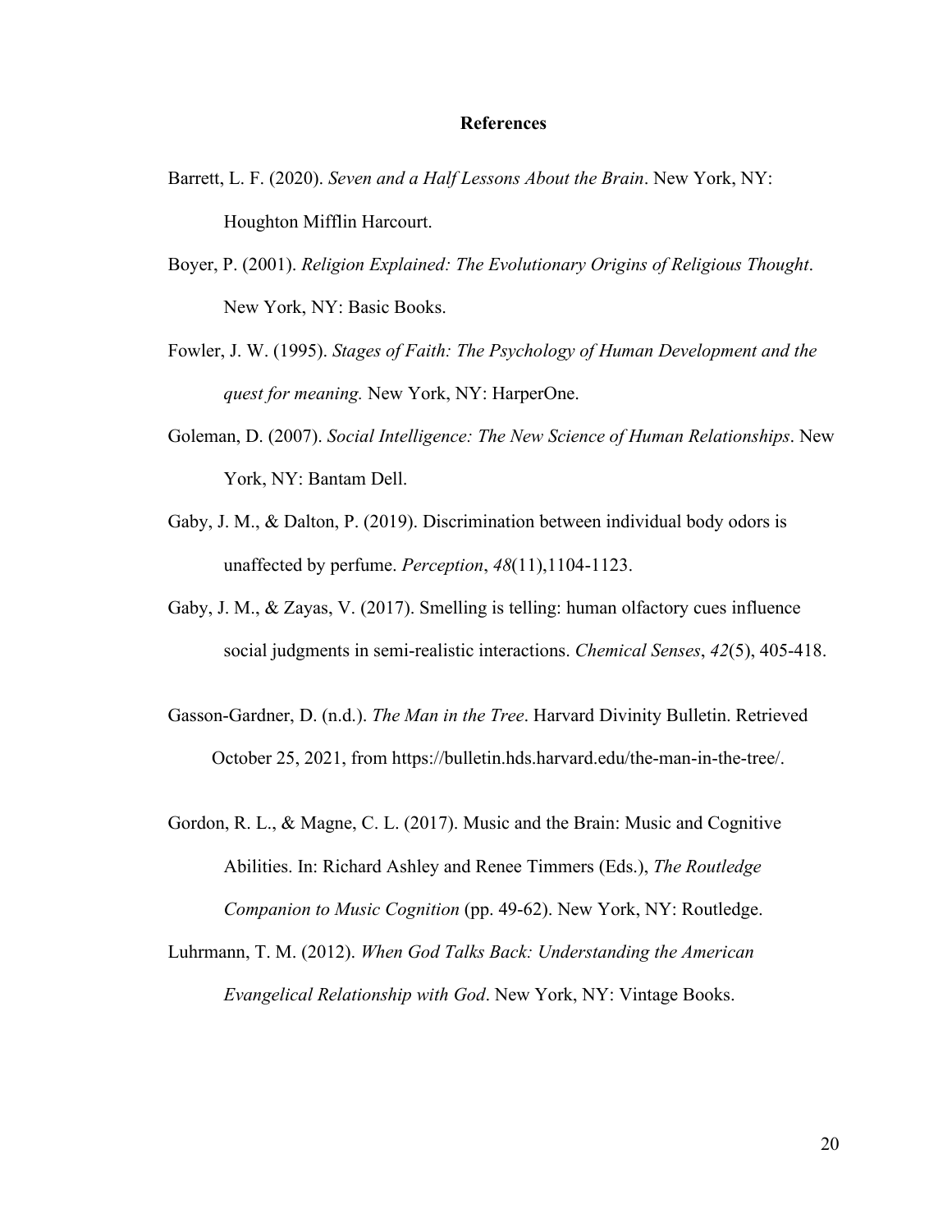# References

Barrett, L. F. (2020). *Seven and a Half Lessons About the Brain*. New York, NY: Houghton Mifflin Harcourt.

Boyer, P. (2001). *Religion Explained: The Evolutionary Origins of Religious Thought*. New York, NY: Basic Books.

Fowler, J. W. (1995). *Stages of Faith: The Psychology of Human Development and the quest for meaning.* New York, NY: HarperOne.

Goleman, D. (2007). *Social Intelligence: The New Science of Human Relationships*. New York, NY: Bantam Dell.

Gaby, J. M., & Dalton, P. (2019). Discrimination between individual body odors is unaffected by perfume. *Perception*, *48*(11),1104-1123.

Gaby, J. M., & Zayas, V. (2017). Smelling is telling: human olfactory cues influence social judgments in semi-realistic interactions. *Chemical Senses*, *42*(5), 405-418.

Gasson-Gardner, D. (n.d.). *The Man in the Tree*. Harvard Divinity Bulletin. Retrieved October 25, 2021, from https://bulletin.hds.harvard.edu/the-man-in-the-tree/.

Gordon, R. L., & Magne, C. L. (2017). Music and the Brain: Music and Cognitive Abilities. In: Richard Ashley and Renee Timmers (Eds.), *The Routledge Companion to Music Cognition* (pp. 49-62). New York, NY: Routledge.

Luhrmann, T. M. (2012). *When God Talks Back: Understanding the American Evangelical Relationship with God*. New York, NY: Vintage Books.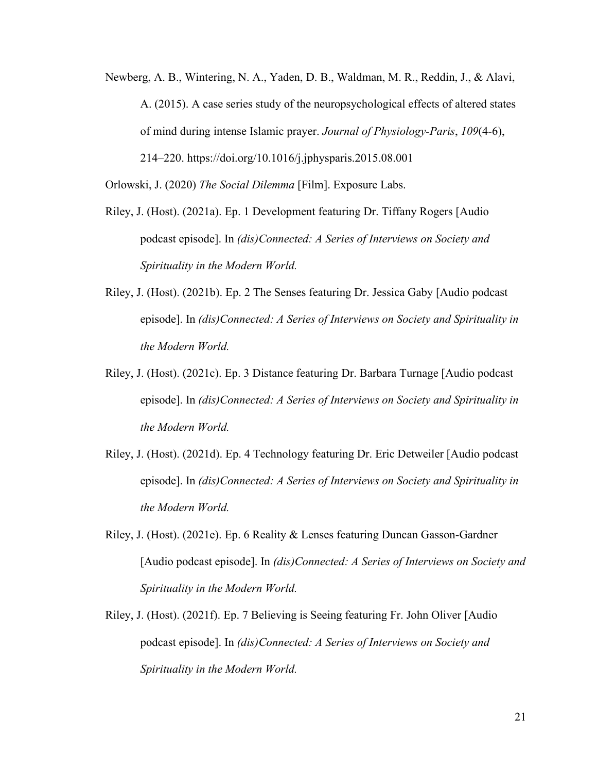Newberg, A. B., Wintering, N. A., Yaden, D. B., Waldman, M. R., Reddin, J., & Alavi, A. (2015). A case series study of the neuropsychological effects of altered states of mind during intense Islamic prayer. *Journal of Physiology-Paris*, *109*(4-6), 214–220. https://doi.org/10.1016/j.jphysparis.2015.08.001

Orlowski, J. (2020) *The Social Dilemma* [Film]. Exposure Labs.

Riley, J. (Host). (2021a). Ep. 1 Development featuring Dr. Tiffany Rogers [Audio podcast episode]. In *(dis)Connected: A Series of Interviews on Society and Spirituality in the Modern World.*

Riley, J. (Host). (2021b). Ep. 2 The Senses featuring Dr. Jessica Gaby [Audio podcast episode]. In *(dis)Connected: A Series of Interviews on Society and Spirituality in the Modern World.*

Riley, J. (Host). (2021c). Ep. 3 Distance featuring Dr. Barbara Turnage [Audio podcast episode]. In *(dis)Connected: A Series of Interviews on Society and Spirituality in the Modern World.*

Riley, J. (Host). (2021d). Ep. 4 Technology featuring Dr. Eric Detweiler [Audio podcast episode]. In *(dis)Connected: A Series of Interviews on Society and Spirituality in the Modern World.*

Riley, J. (Host). (2021e). Ep. 6 Reality & Lenses featuring Duncan Gasson-Gardner [Audio podcast episode]. In *(dis)Connected: A Series of Interviews on Society and Spirituality in the Modern World.*

Riley, J. (Host). (2021f). Ep. 7 Believing is Seeing featuring Fr. John Oliver [Audio podcast episode]. In *(dis)Connected: A Series of Interviews on Society and Spirituality in the Modern World.*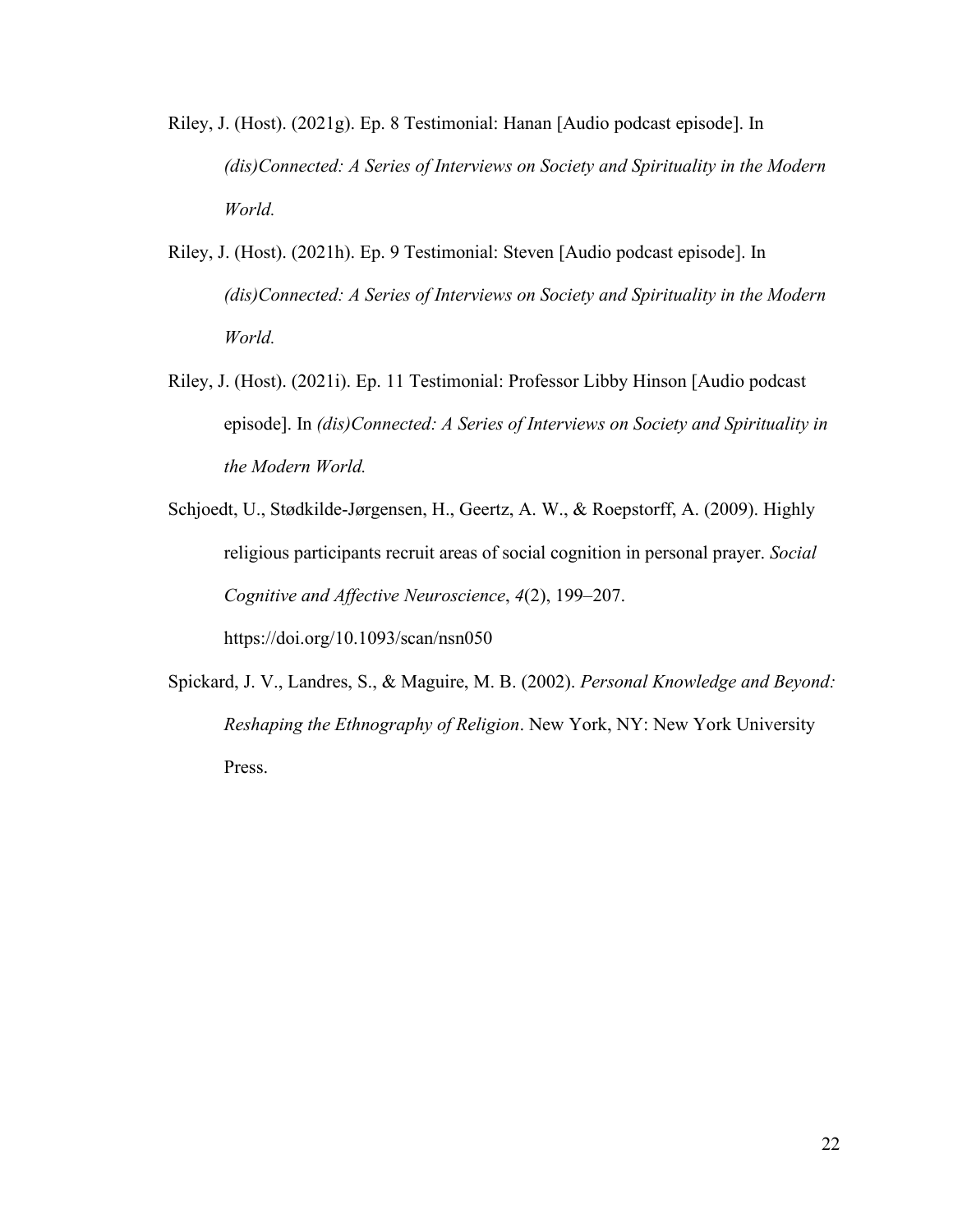Riley, J. (Host). (2021g). Ep. 8 Testimonial: Hanan [Audio podcast episode]. In *(dis)Connected: A Series of Interviews on Society and Spirituality in the Modern World.*

Riley, J. (Host). (2021h). Ep. 9 Testimonial: Steven [Audio podcast episode]. In *(dis)Connected: A Series of Interviews on Society and Spirituality in the Modern World.*

Riley, J. (Host). (2021i). Ep. 11 Testimonial: Professor Libby Hinson [Audio podcast episode]. In *(dis)Connected: A Series of Interviews on Society and Spirituality in the Modern World.*

Schjoedt, U., Stødkilde-Jørgensen, H., Geertz, A. W., & Roepstorff, A. (2009). Highly religious participants recruit areas of social cognition in personal prayer. *Social Cognitive and Affective Neuroscience*, *4*(2), 199–207. https://doi.org/10.1093/scan/nsn050

Spickard, J. V., Landres, S., & Maguire, M. B. (2002). *Personal Knowledge and Beyond: Reshaping the Ethnography of Religion*. New York, NY: New York University Press.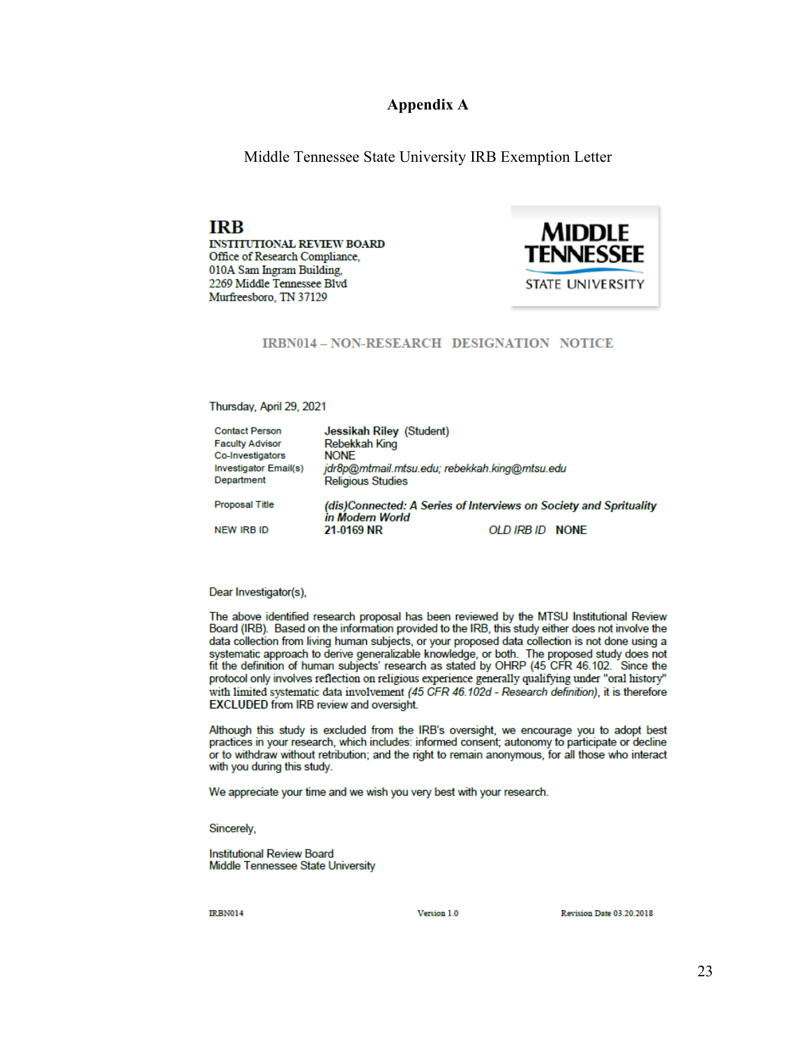## Appendix A

Middle Tennessee State University IRB Exemption Letter

**IRB**
**INSTITUTIONAL REVIEW BOARD**
Office of Research Compliance,
010A Sam Ingram Building,
2269 Middle Tennessee Blvd
Murfreesboro, TN 37129

MIDDLE TENNESSEE STATE UNIVERSITY

IRBN014 – NON-RESEARCH DESIGNATION NOTICE

Thursday, April 29, 2021

| | | | |
|---|---|---|---|
| Contact Person | **Jessikah Riley** (Student) | | |
| Faculty Advisor | Rebekkah King | | |
| Co-Investigators | NONE | | |
| Investigator Email(s) | *jdr8p@mtmail.mtsu.edu; rebekkah.king@mtsu.edu* | | |
| Department | Religious Studies | | |
| Proposal Title | ***(dis)Connected: A Series of Interviews on Society and Sprituality in Modern World*** | | |
| NEW IRB ID | **21-0169 NR** | *OLD IRB ID* | **NONE** |

Dear Investigator(s),

The above identified research proposal has been reviewed by the MTSU Institutional Review Board (IRB). Based on the information provided to the IRB, this study either does not involve the data collection from living human subjects, or your proposed data collection is not done using a systematic approach to derive generalizable knowledge, or both. The proposed study does not fit the definition of human subjects' research as stated by OHRP (45 CFR 46.102. Since the protocol only involves reflection on religious experience generally qualifying under "oral history" with limited systematic data involvement *(45 CFR 46.102d - Research definition)*, it is therefore EXCLUDED from IRB review and oversight.

Although this study is excluded from the IRB's oversight, we encourage you to adopt best practices in your research, which includes: informed consent; autonomy to participate or decline or to withdraw without retribution; and the right to remain anonymous, for all those who interact with you during this study.

We appreciate your time and we wish you very best with your research.

Sincerely,

Institutional Review Board
Middle Tennessee State University

IRBN014 Version 1.0 Revision Date 03.20.2018